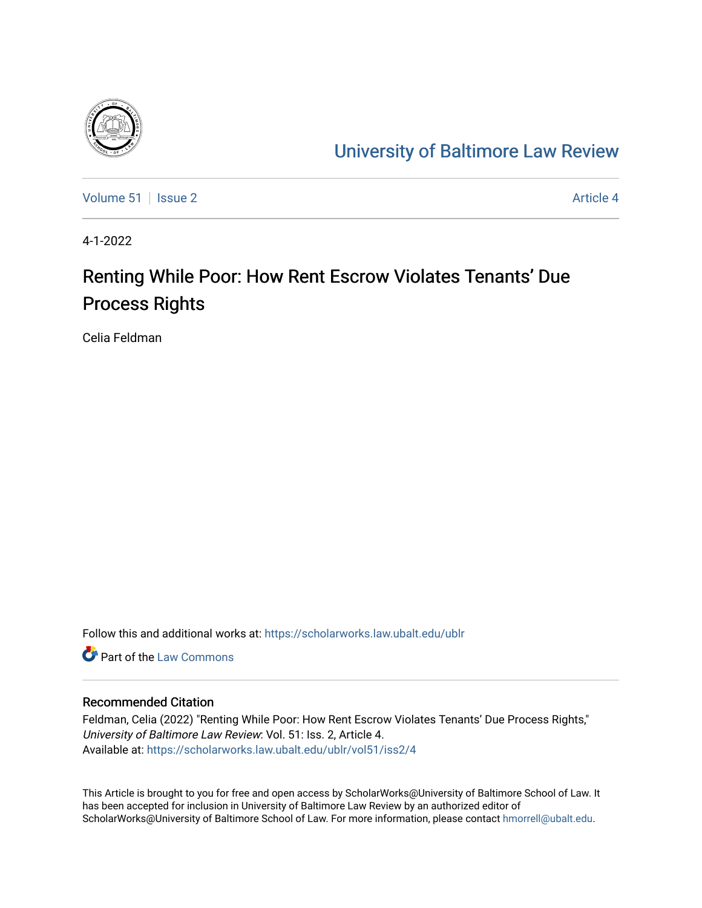# University of Baltimore Law Review

Volume 51 | Issue 2 | Article 4

4-1-2022

## Renting While Poor: How Rent Escrow Violates Tenants' Due Process Rights

Celia Feldman

Follow this and additional works at: https://scholarworks.law.ubalt.edu/ublr

Part of the Law Commons

### Recommended Citation

Feldman, Celia (2022) "Renting While Poor: How Rent Escrow Violates Tenants' Due Process Rights," *University of Baltimore Law Review*: Vol. 51: Iss. 2, Article 4.
Available at: https://scholarworks.law.ubalt.edu/ublr/vol51/iss2/4

This Article is brought to you for free and open access by ScholarWorks@University of Baltimore School of Law. It has been accepted for inclusion in University of Baltimore Law Review by an authorized editor of ScholarWorks@University of Baltimore School of Law. For more information, please contact hmorrell@ubalt.edu.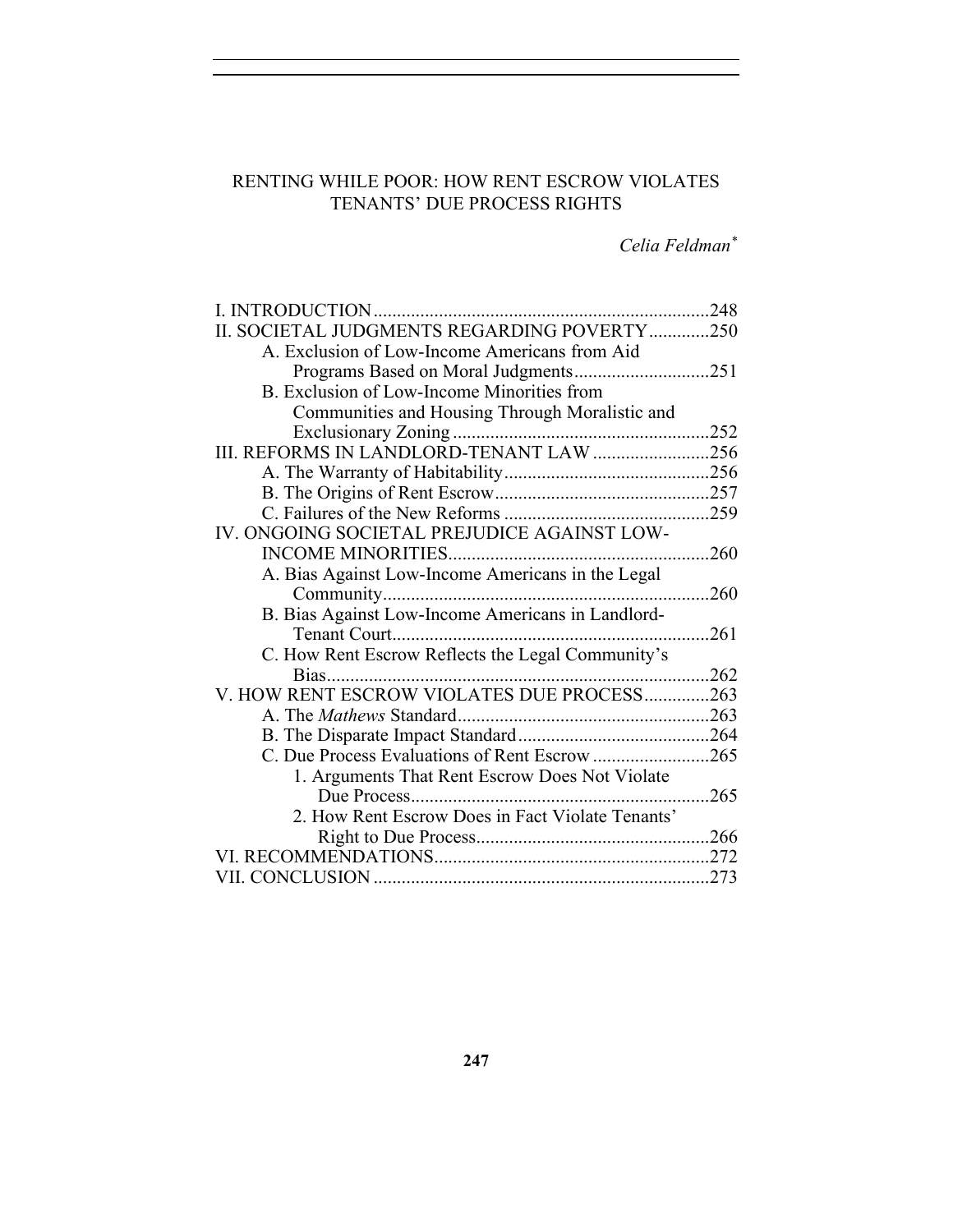# RENTING WHILE POOR: HOW RENT ESCROW VIOLATES TENANTS' DUE PROCESS RIGHTS

*Celia Feldman*[*]

| | |
|---|---|
| I. INTRODUCTION | 248 |
| II. SOCIETAL JUDGMENTS REGARDING POVERTY | 250 |
| A. Exclusion of Low-Income Americans from Aid Programs Based on Moral Judgments | 251 |
| B. Exclusion of Low-Income Minorities from Communities and Housing Through Moralistic and Exclusionary Zoning | 252 |
| III. REFORMS IN LANDLORD-TENANT LAW | 256 |
| A. The Warranty of Habitability | 256 |
| B. The Origins of Rent Escrow | 257 |
| C. Failures of the New Reforms | 259 |
| IV. ONGOING SOCIETAL PREJUDICE AGAINST LOW-INCOME MINORITIES | 260 |
| A. Bias Against Low-Income Americans in the Legal Community | 260 |
| B. Bias Against Low-Income Americans in Landlord-Tenant Court | 261 |
| C. How Rent Escrow Reflects the Legal Community's Bias | 262 |
| V. HOW RENT ESCROW VIOLATES DUE PROCESS | 263 |
| A. The *Mathews* Standard | 263 |
| B. The Disparate Impact Standard | 264 |
| C. Due Process Evaluations of Rent Escrow | 265 |
| 1. Arguments That Rent Escrow Does Not Violate Due Process | 265 |
| 2. How Rent Escrow Does in Fact Violate Tenants' Right to Due Process | 266 |
| VI. RECOMMENDATIONS | 272 |
| VII. CONCLUSION | 273 |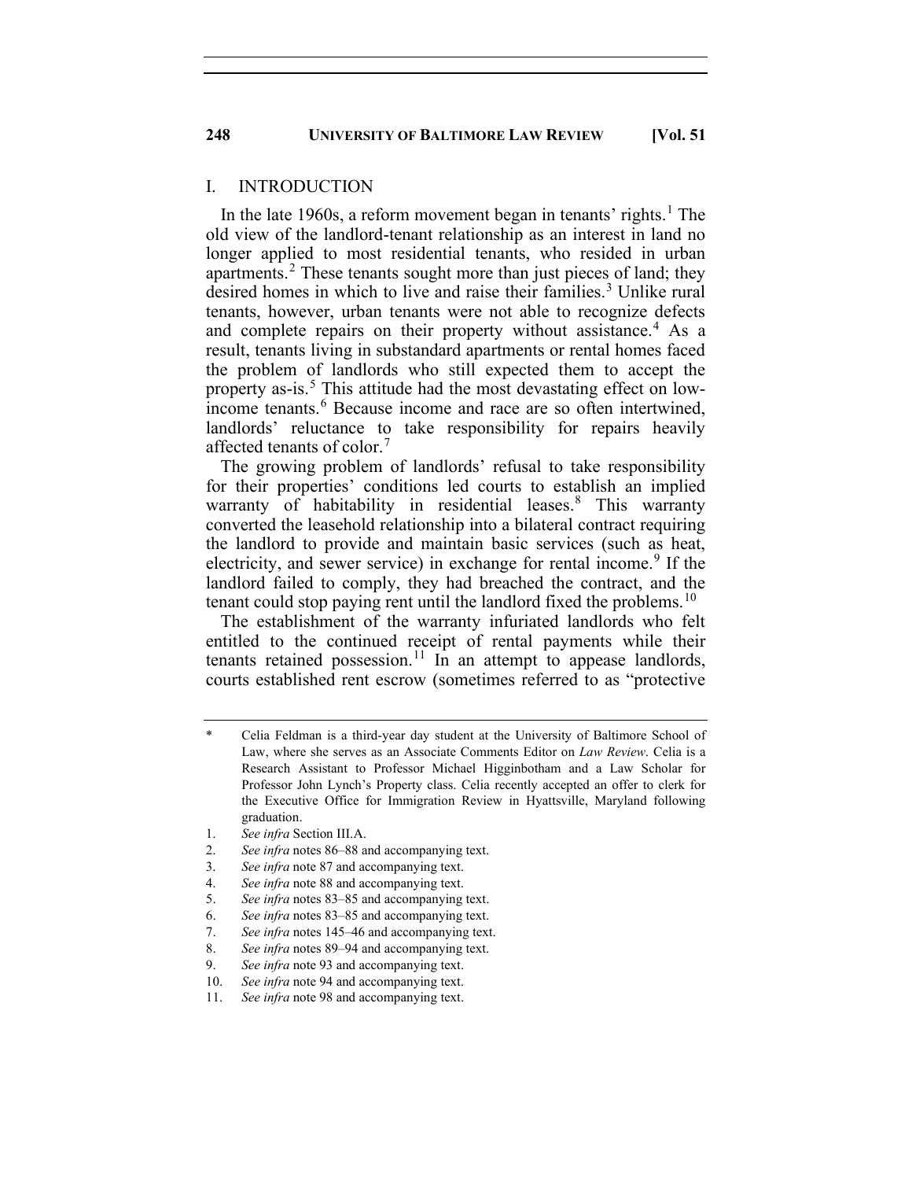## I. INTRODUCTION

In the late 1960s, a reform movement began in tenants' rights.[1] The old view of the landlord-tenant relationship as an interest in land no longer applied to most residential tenants, who resided in urban apartments.[2] These tenants sought more than just pieces of land; they desired homes in which to live and raise their families.[3] Unlike rural tenants, however, urban tenants were not able to recognize defects and complete repairs on their property without assistance.[4] As a result, tenants living in substandard apartments or rental homes faced the problem of landlords who still expected them to accept the property as-is.[5] This attitude had the most devastating effect on low-income tenants.[6] Because income and race are so often intertwined, landlords' reluctance to take responsibility for repairs heavily affected tenants of color.[7]

The growing problem of landlords' refusal to take responsibility for their properties' conditions led courts to establish an implied warranty of habitability in residential leases.[8] This warranty converted the leasehold relationship into a bilateral contract requiring the landlord to provide and maintain basic services (such as heat, electricity, and sewer service) in exchange for rental income.[9] If the landlord failed to comply, they had breached the contract, and the tenant could stop paying rent until the landlord fixed the problems.[10]

The establishment of the warranty infuriated landlords who felt entitled to the continued receipt of rental payments while their tenants retained possession.[11] In an attempt to appease landlords, courts established rent escrow (sometimes referred to as "protective

---

\* Celia Feldman is a third-year day student at the University of Baltimore School of Law, where she serves as an Associate Comments Editor on *Law Review*. Celia is a Research Assistant to Professor Michael Higginbotham and a Law Scholar for Professor John Lynch's Property class. Celia recently accepted an offer to clerk for the Executive Office for Immigration Review in Hyattsville, Maryland following graduation.

1. *See infra* Section III.A.
2. *See infra* notes 86–88 and accompanying text.
3. *See infra* note 87 and accompanying text.
4. *See infra* note 88 and accompanying text.
5. *See infra* notes 83–85 and accompanying text.
6. *See infra* notes 83–85 and accompanying text.
7. *See infra* notes 145–46 and accompanying text.
8. *See infra* notes 89–94 and accompanying text.
9. *See infra* note 93 and accompanying text.
10. *See infra* note 94 and accompanying text.
11. *See infra* note 98 and accompanying text.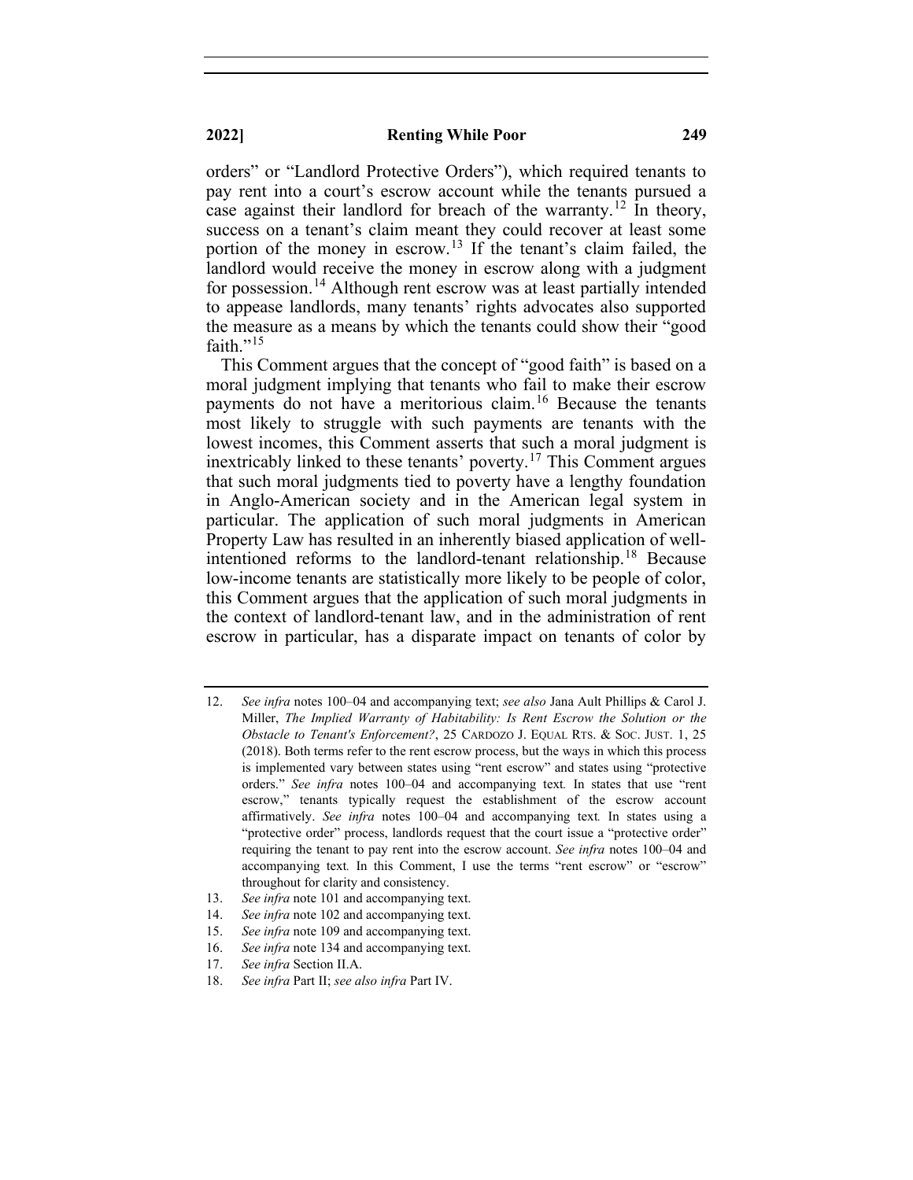orders" or "Landlord Protective Orders"), which required tenants to pay rent into a court's escrow account while the tenants pursued a case against their landlord for breach of the warranty.[12] In theory, success on a tenant's claim meant they could recover at least some portion of the money in escrow.[13] If the tenant's claim failed, the landlord would receive the money in escrow along with a judgment for possession.[14] Although rent escrow was at least partially intended to appease landlords, many tenants' rights advocates also supported the measure as a means by which the tenants could show their "good faith."[15]

This Comment argues that the concept of "good faith" is based on a moral judgment implying that tenants who fail to make their escrow payments do not have a meritorious claim.[16] Because the tenants most likely to struggle with such payments are tenants with the lowest incomes, this Comment asserts that such a moral judgment is inextricably linked to these tenants' poverty.[17] This Comment argues that such moral judgments tied to poverty have a lengthy foundation in Anglo-American society and in the American legal system in particular. The application of such moral judgments in American Property Law has resulted in an inherently biased application of well-intentioned reforms to the landlord-tenant relationship.[18] Because low-income tenants are statistically more likely to be people of color, this Comment argues that the application of such moral judgments in the context of landlord-tenant law, and in the administration of rent escrow in particular, has a disparate impact on tenants of color by

---

12. *See infra* notes 100–04 and accompanying text; *see also* Jana Ault Phillips & Carol J. Miller, *The Implied Warranty of Habitability: Is Rent Escrow the Solution or the Obstacle to Tenant's Enforcement?*, 25 CARDOZO J. EQUAL RTS. & SOC. JUST. 1, 25 (2018). Both terms refer to the rent escrow process, but the ways in which this process is implemented vary between states using "rent escrow" and states using "protective orders." *See infra* notes 100–04 and accompanying text. In states that use "rent escrow," tenants typically request the establishment of the escrow account affirmatively. *See infra* notes 100–04 and accompanying text. In states using a "protective order" process, landlords request that the court issue a "protective order" requiring the tenant to pay rent into the escrow account. *See infra* notes 100–04 and accompanying text. In this Comment, I use the terms "rent escrow" or "escrow" throughout for clarity and consistency.
13. *See infra* note 101 and accompanying text.
14. *See infra* note 102 and accompanying text.
15. *See infra* note 109 and accompanying text.
16. *See infra* note 134 and accompanying text.
17. *See infra* Section II.A.
18. *See infra* Part II; *see also infra* Part IV.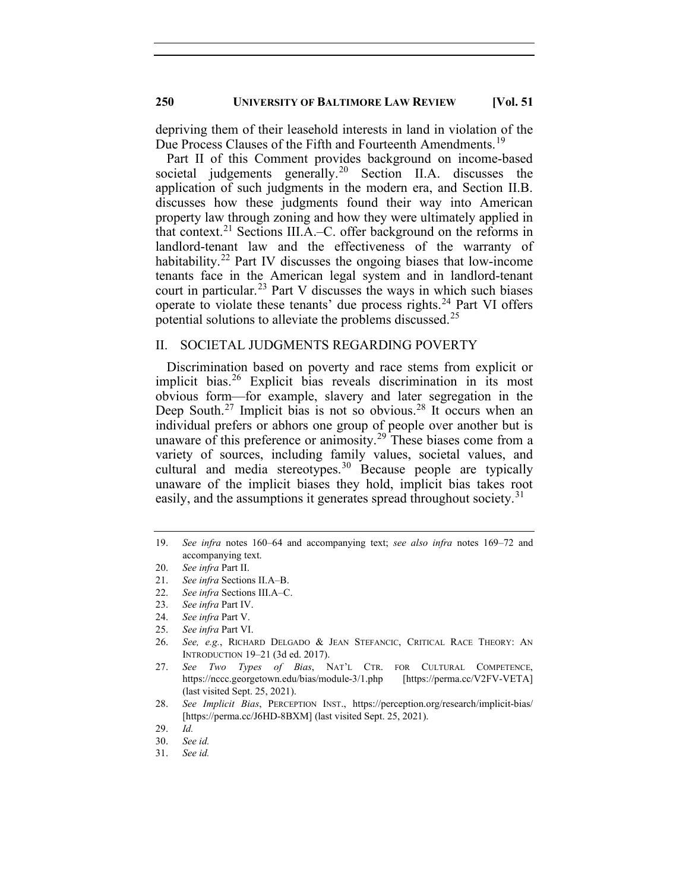depriving them of their leasehold interests in land in violation of the Due Process Clauses of the Fifth and Fourteenth Amendments.[19]

Part II of this Comment provides background on income-based societal judgements generally.[20] Section II.A. discusses the application of such judgments in the modern era, and Section II.B. discusses how these judgments found their way into American property law through zoning and how they were ultimately applied in that context.[21] Sections III.A.–C. offer background on the reforms in landlord-tenant law and the effectiveness of the warranty of habitability.[22] Part IV discusses the ongoing biases that low-income tenants face in the American legal system and in landlord-tenant court in particular.[23] Part V discusses the ways in which such biases operate to violate these tenants' due process rights.[24] Part VI offers potential solutions to alleviate the problems discussed.[25]

## II. SOCIETAL JUDGMENTS REGARDING POVERTY

Discrimination based on poverty and race stems from explicit or implicit bias.[26] Explicit bias reveals discrimination in its most obvious form—for example, slavery and later segregation in the Deep South.[27] Implicit bias is not so obvious.[28] It occurs when an individual prefers or abhors one group of people over another but is unaware of this preference or animosity.[29] These biases come from a variety of sources, including family values, societal values, and cultural and media stereotypes.[30] Because people are typically unaware of the implicit biases they hold, implicit bias takes root easily, and the assumptions it generates spread throughout society.[31]

---

19. *See infra* notes 160–64 and accompanying text; *see also infra* notes 169–72 and accompanying text.
20. *See infra* Part II.
21. *See infra* Sections II.A–B.
22. *See infra* Sections III.A–C.
23. *See infra* Part IV.
24. *See infra* Part V.
25. *See infra* Part VI.
26. *See, e.g.*, RICHARD DELGADO & JEAN STEFANCIC, CRITICAL RACE THEORY: AN INTRODUCTION 19–21 (3d ed. 2017).
27. *See Two Types of Bias*, NAT'L CTR. FOR CULTURAL COMPETENCE, https://nccc.georgetown.edu/bias/module-3/1.php [https://perma.cc/V2FV-VETA] (last visited Sept. 25, 2021).
28. *See Implicit Bias*, PERCEPTION INST., https://perception.org/research/implicit-bias/ [https://perma.cc/J6HD-8BXM] (last visited Sept. 25, 2021).
29. *Id.*
30. *See id.*
31. *See id.*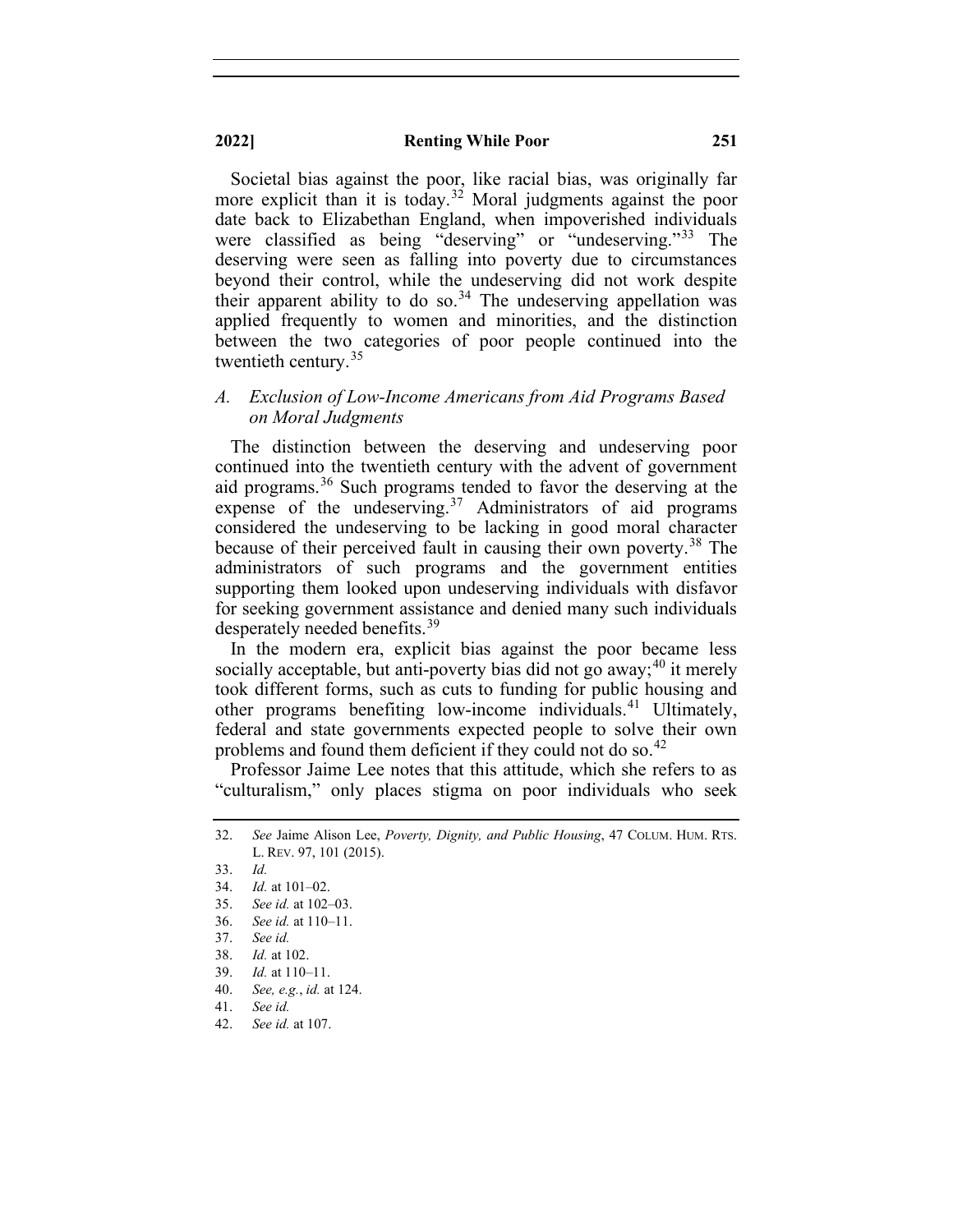Societal bias against the poor, like racial bias, was originally far more explicit than it is today.[32] Moral judgments against the poor date back to Elizabethan England, when impoverished individuals were classified as being "deserving" or "undeserving."[33] The deserving were seen as falling into poverty due to circumstances beyond their control, while the undeserving did not work despite their apparent ability to do so.[34] The undeserving appellation was applied frequently to women and minorities, and the distinction between the two categories of poor people continued into the twentieth century.[35]

### *A. Exclusion of Low-Income Americans from Aid Programs Based on Moral Judgments*

The distinction between the deserving and undeserving poor continued into the twentieth century with the advent of government aid programs.[36] Such programs tended to favor the deserving at the expense of the undeserving.[37] Administrators of aid programs considered the undeserving to be lacking in good moral character because of their perceived fault in causing their own poverty.[38] The administrators of such programs and the government entities supporting them looked upon undeserving individuals with disfavor for seeking government assistance and denied many such individuals desperately needed benefits.[39]

In the modern era, explicit bias against the poor became less socially acceptable, but anti-poverty bias did not go away;[40] it merely took different forms, such as cuts to funding for public housing and other programs benefiting low-income individuals.[41] Ultimately, federal and state governments expected people to solve their own problems and found them deficient if they could not do so.[42]

Professor Jaime Lee notes that this attitude, which she refers to as "culturalism," only places stigma on poor individuals who seek

---

32. *See* Jaime Alison Lee, *Poverty, Dignity, and Public Housing*, 47 COLUM. HUM. RTS. L. REV. 97, 101 (2015).
33. *Id.*
34. *Id.* at 101–02.
35. *See id.* at 102–03.
36. *See id.* at 110–11.
37. *See id.*
38. *Id.* at 102.
39. *Id.* at 110–11.
40. *See, e.g.*, *id.* at 124.
41. *See id.*
42. *See id.* at 107.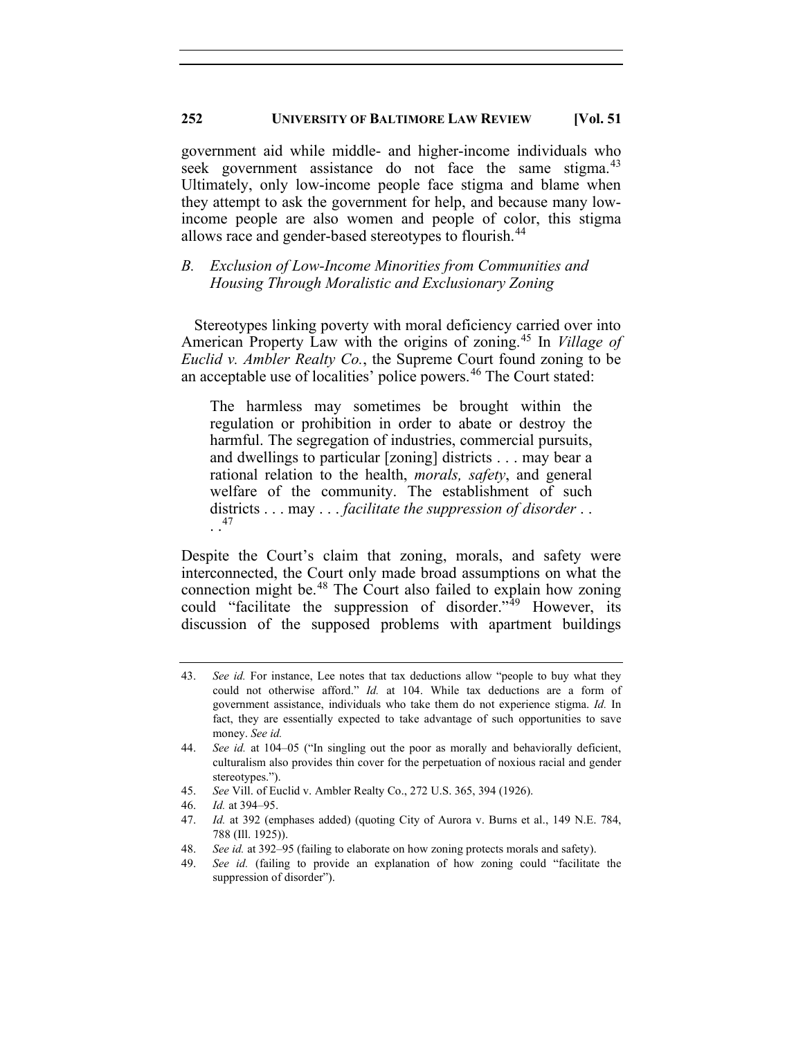government aid while middle- and higher-income individuals who seek government assistance do not face the same stigma.[43] Ultimately, only low-income people face stigma and blame when they attempt to ask the government for help, and because many low-income people are also women and people of color, this stigma allows race and gender-based stereotypes to flourish.[44]

### *B. Exclusion of Low-Income Minorities from Communities and Housing Through Moralistic and Exclusionary Zoning*

Stereotypes linking poverty with moral deficiency carried over into American Property Law with the origins of zoning.[45] In *Village of Euclid v. Ambler Realty Co.*, the Supreme Court found zoning to be an acceptable use of localities' police powers.[46] The Court stated:

> The harmless may sometimes be brought within the regulation or prohibition in order to abate or destroy the harmful. The segregation of industries, commercial pursuits, and dwellings to particular [zoning] districts . . . may bear a rational relation to the health, *morals, safety*, and general welfare of the community. The establishment of such districts . . . may . . . *facilitate the suppression of disorder* . . . .[47]

Despite the Court's claim that zoning, morals, and safety were interconnected, the Court only made broad assumptions on what the connection might be.[48] The Court also failed to explain how zoning could "facilitate the suppression of disorder."[49] However, its discussion of the supposed problems with apartment buildings

---

43. *See id.* For instance, Lee notes that tax deductions allow "people to buy what they could not otherwise afford." *Id.* at 104. While tax deductions are a form of government assistance, individuals who take them do not experience stigma. *Id.* In fact, they are essentially expected to take advantage of such opportunities to save money. *See id.*

44. *See id.* at 104–05 ("In singling out the poor as morally and behaviorally deficient, culturalism also provides thin cover for the perpetuation of noxious racial and gender stereotypes.").

45. *See* Vill. of Euclid v. Ambler Realty Co., 272 U.S. 365, 394 (1926).

46. *Id.* at 394–95.

47. *Id.* at 392 (emphases added) (quoting City of Aurora v. Burns et al., 149 N.E. 784, 788 (Ill. 1925)).

48. *See id.* at 392–95 (failing to elaborate on how zoning protects morals and safety).

49. *See id.* (failing to provide an explanation of how zoning could "facilitate the suppression of disorder").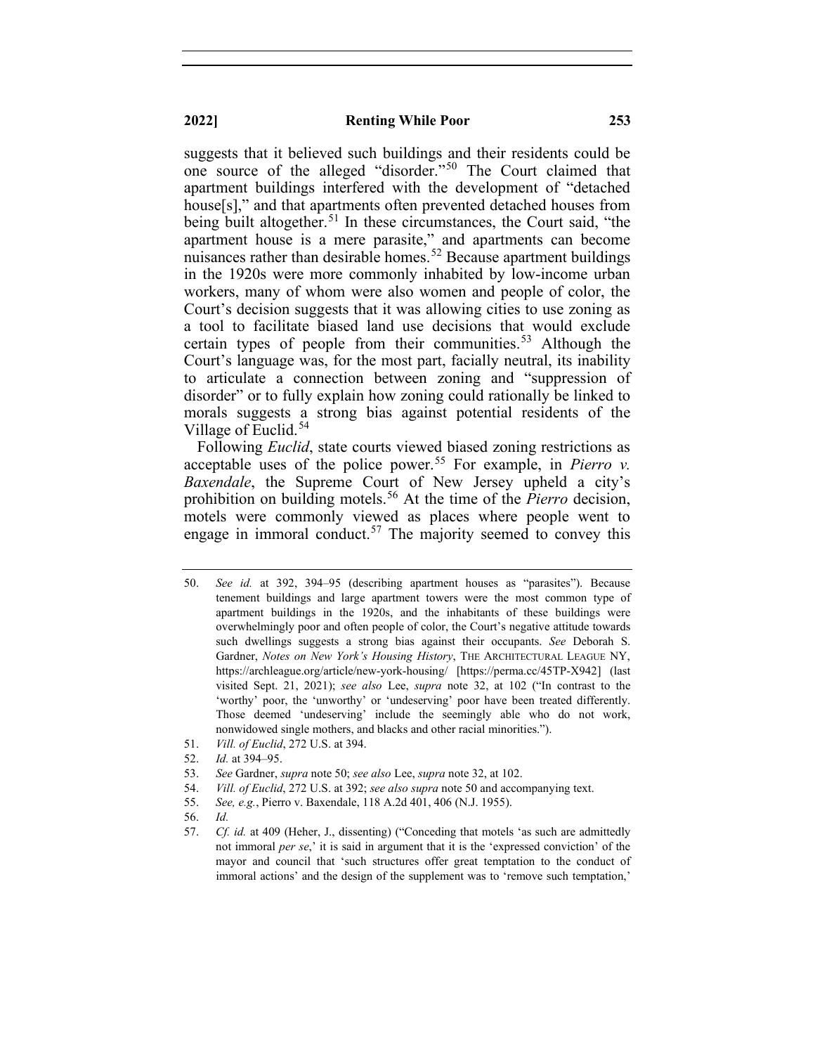suggests that it believed such buildings and their residents could be one source of the alleged "disorder."[50] The Court claimed that apartment buildings interfered with the development of "detached house[s]," and that apartments often prevented detached houses from being built altogether.[51] In these circumstances, the Court said, "the apartment house is a mere parasite," and apartments can become nuisances rather than desirable homes.[52] Because apartment buildings in the 1920s were more commonly inhabited by low-income urban workers, many of whom were also women and people of color, the Court's decision suggests that it was allowing cities to use zoning as a tool to facilitate biased land use decisions that would exclude certain types of people from their communities.[53] Although the Court's language was, for the most part, facially neutral, its inability to articulate a connection between zoning and "suppression of disorder" or to fully explain how zoning could rationally be linked to morals suggests a strong bias against potential residents of the Village of Euclid.[54]

Following *Euclid*, state courts viewed biased zoning restrictions as acceptable uses of the police power.[55] For example, in *Pierro v. Baxendale*, the Supreme Court of New Jersey upheld a city's prohibition on building motels.[56] At the time of the *Pierro* decision, motels were commonly viewed as places where people went to engage in immoral conduct.[57] The majority seemed to convey this

---

50. *See id.* at 392, 394–95 (describing apartment houses as "parasites"). Because tenement buildings and large apartment towers were the most common type of apartment buildings in the 1920s, and the inhabitants of these buildings were overwhelmingly poor and often people of color, the Court's negative attitude towards such dwellings suggests a strong bias against their occupants. *See* Deborah S. Gardner, *Notes on New York's Housing History*, THE ARCHITECTURAL LEAGUE NY, https://archleague.org/article/new-york-housing/ [https://perma.cc/45TP-X942] (last visited Sept. 21, 2021); *see also* Lee, *supra* note 32, at 102 ("In contrast to the 'worthy' poor, the 'unworthy' or 'undeserving' poor have been treated differently. Those deemed 'undeserving' include the seemingly able who do not work, nonwidowed single mothers, and blacks and other racial minorities.").
51. *Vill. of Euclid*, 272 U.S. at 394.
52. *Id.* at 394–95.
53. *See* Gardner, *supra* note 50; *see also* Lee, *supra* note 32, at 102.
54. *Vill. of Euclid*, 272 U.S. at 392; *see also supra* note 50 and accompanying text.
55. *See, e.g.*, Pierro v. Baxendale, 118 A.2d 401, 406 (N.J. 1955).
56. *Id.*
57. *Cf. id.* at 409 (Heher, J., dissenting) ("Conceding that motels 'as such are admittedly not immoral *per se*,' it is said in argument that it is the 'expressed conviction' of the mayor and council that 'such structures offer great temptation to the conduct of immoral actions' and the design of the supplement was to 'remove such temptation,'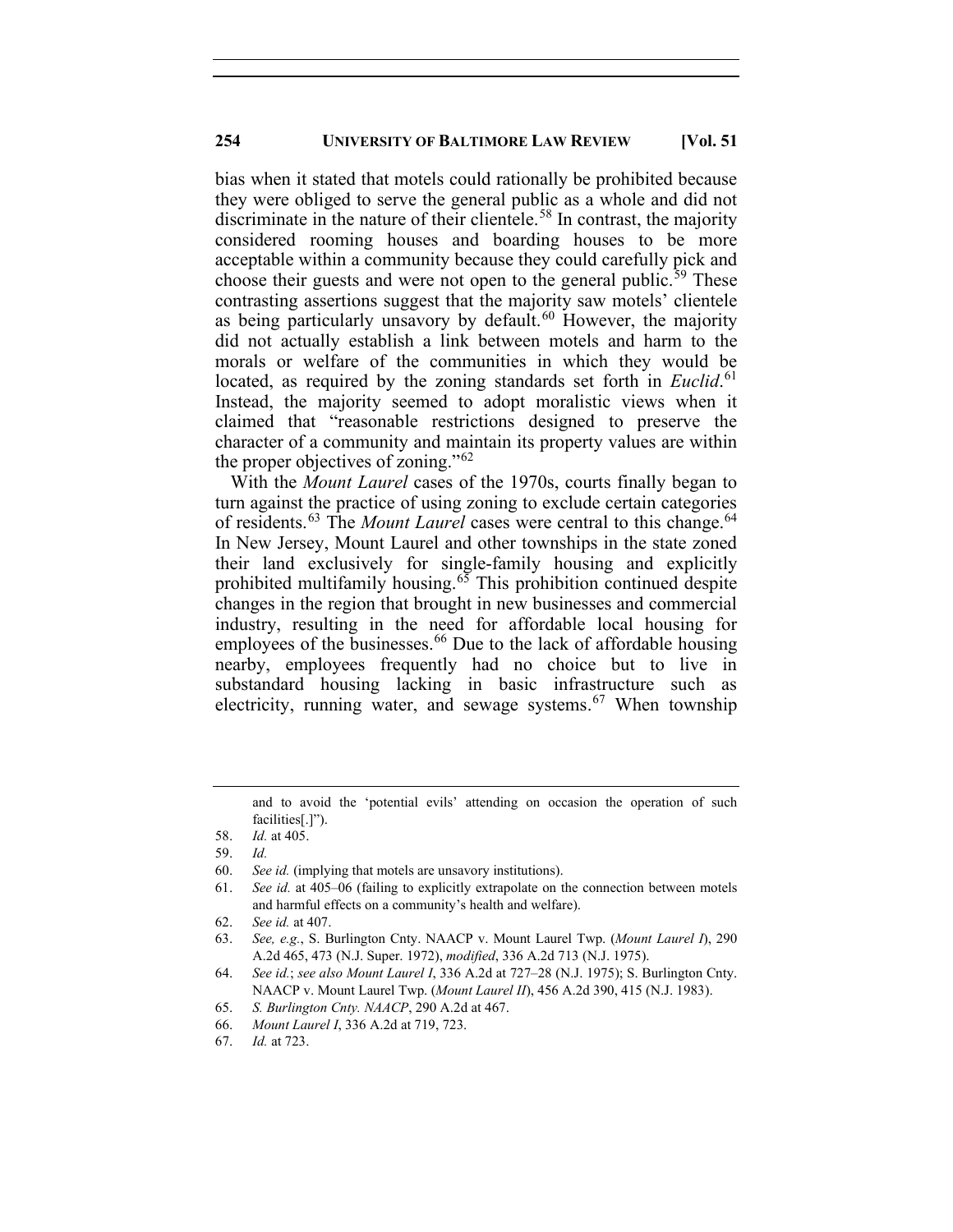bias when it stated that motels could rationally be prohibited because they were obliged to serve the general public as a whole and did not discriminate in the nature of their clientele.[58] In contrast, the majority considered rooming houses and boarding houses to be more acceptable within a community because they could carefully pick and choose their guests and were not open to the general public.[59] These contrasting assertions suggest that the majority saw motels' clientele as being particularly unsavory by default.[60] However, the majority did not actually establish a link between motels and harm to the morals or welfare of the communities in which they would be located, as required by the zoning standards set forth in *Euclid*.[61] Instead, the majority seemed to adopt moralistic views when it claimed that "reasonable restrictions designed to preserve the character of a community and maintain its property values are within the proper objectives of zoning."[62]

With the *Mount Laurel* cases of the 1970s, courts finally began to turn against the practice of using zoning to exclude certain categories of residents.[63] The *Mount Laurel* cases were central to this change.[64] In New Jersey, Mount Laurel and other townships in the state zoned their land exclusively for single-family housing and explicitly prohibited multifamily housing.[65] This prohibition continued despite changes in the region that brought in new businesses and commercial industry, resulting in the need for affordable local housing for employees of the businesses.[66] Due to the lack of affordable housing nearby, employees frequently had no choice but to live in substandard housing lacking in basic infrastructure such as electricity, running water, and sewage systems.[67] When township

---

and to avoid the 'potential evils' attending on occasion the operation of such facilities[.]").

58. *Id.* at 405.
59. *Id.*
60. *See id.* (implying that motels are unsavory institutions).
61. *See id.* at 405–06 (failing to explicitly extrapolate on the connection between motels and harmful effects on a community's health and welfare).
62. *See id.* at 407.
63. *See, e.g.*, S. Burlington Cnty. NAACP v. Mount Laurel Twp. (*Mount Laurel I*), 290 A.2d 465, 473 (N.J. Super. 1972), *modified*, 336 A.2d 713 (N.J. 1975).
64. *See id.*; *see also Mount Laurel I*, 336 A.2d at 727–28 (N.J. 1975); S. Burlington Cnty. NAACP v. Mount Laurel Twp. (*Mount Laurel II*), 456 A.2d 390, 415 (N.J. 1983).
65. *S. Burlington Cnty. NAACP*, 290 A.2d at 467.
66. *Mount Laurel I*, 336 A.2d at 719, 723.
67. *Id.* at 723.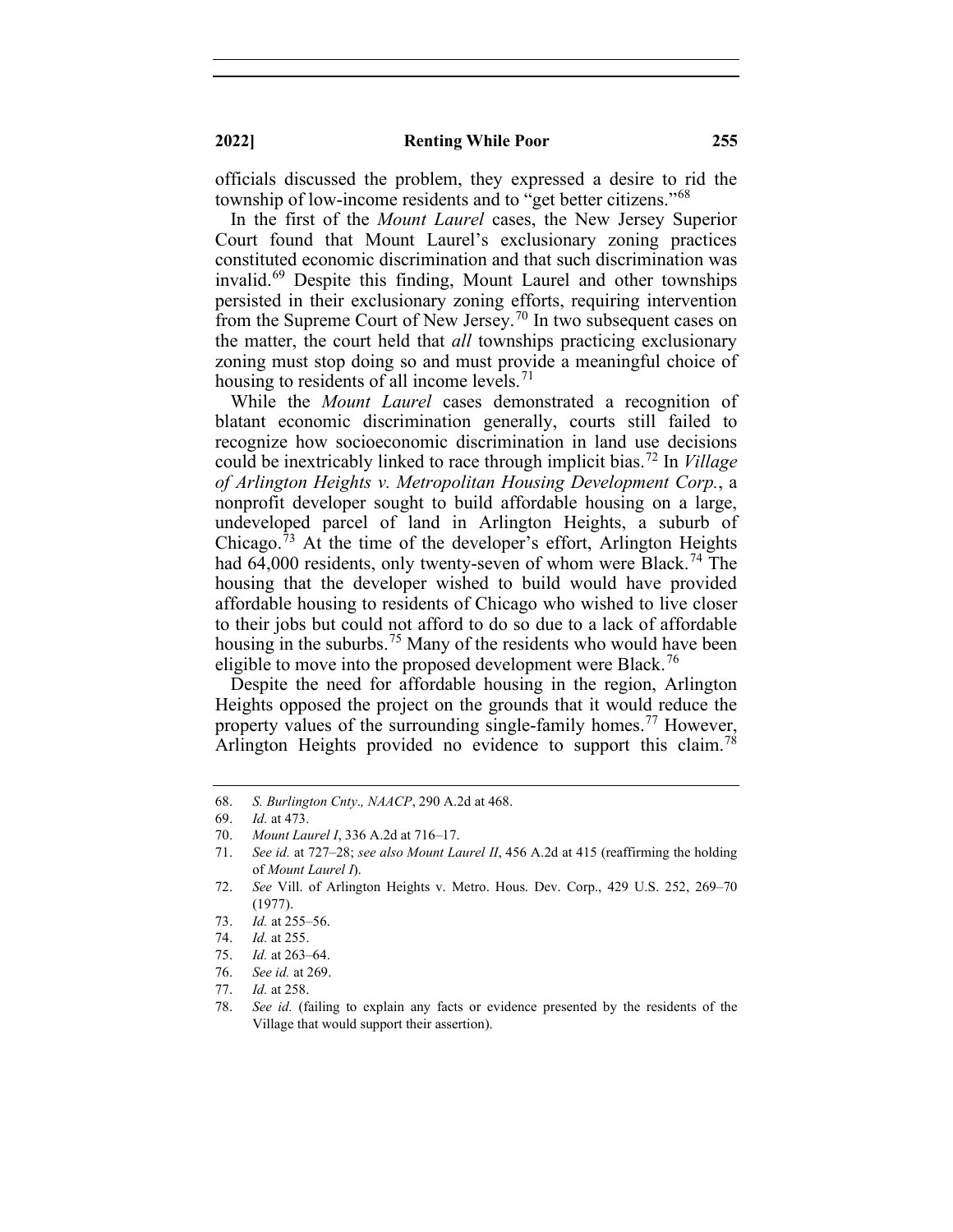officials discussed the problem, they expressed a desire to rid the township of low-income residents and to "get better citizens."[68]

In the first of the *Mount Laurel* cases, the New Jersey Superior Court found that Mount Laurel's exclusionary zoning practices constituted economic discrimination and that such discrimination was invalid.[69] Despite this finding, Mount Laurel and other townships persisted in their exclusionary zoning efforts, requiring intervention from the Supreme Court of New Jersey.[70] In two subsequent cases on the matter, the court held that *all* townships practicing exclusionary zoning must stop doing so and must provide a meaningful choice of housing to residents of all income levels.[71]

While the *Mount Laurel* cases demonstrated a recognition of blatant economic discrimination generally, courts still failed to recognize how socioeconomic discrimination in land use decisions could be inextricably linked to race through implicit bias.[72] In *Village of Arlington Heights v. Metropolitan Housing Development Corp.*, a nonprofit developer sought to build affordable housing on a large, undeveloped parcel of land in Arlington Heights, a suburb of Chicago.[73] At the time of the developer's effort, Arlington Heights had 64,000 residents, only twenty-seven of whom were Black.[74] The housing that the developer wished to build would have provided affordable housing to residents of Chicago who wished to live closer to their jobs but could not afford to do so due to a lack of affordable housing in the suburbs.[75] Many of the residents who would have been eligible to move into the proposed development were Black.[76]

Despite the need for affordable housing in the region, Arlington Heights opposed the project on the grounds that it would reduce the property values of the surrounding single-family homes.[77] However, Arlington Heights provided no evidence to support this claim.[78]

---

68. *S. Burlington Cnty., NAACP*, 290 A.2d at 468.
69. *Id.* at 473.
70. *Mount Laurel I*, 336 A.2d at 716–17.
71. *See id.* at 727–28; *see also Mount Laurel II*, 456 A.2d at 415 (reaffirming the holding of *Mount Laurel I*).
72. *See* Vill. of Arlington Heights v. Metro. Hous. Dev. Corp., 429 U.S. 252, 269–70 (1977).
73. *Id.* at 255–56.
74. *Id.* at 255.
75. *Id.* at 263–64.
76. *See id.* at 269.
77. *Id.* at 258.
78. *See id.* (failing to explain any facts or evidence presented by the residents of the Village that would support their assertion).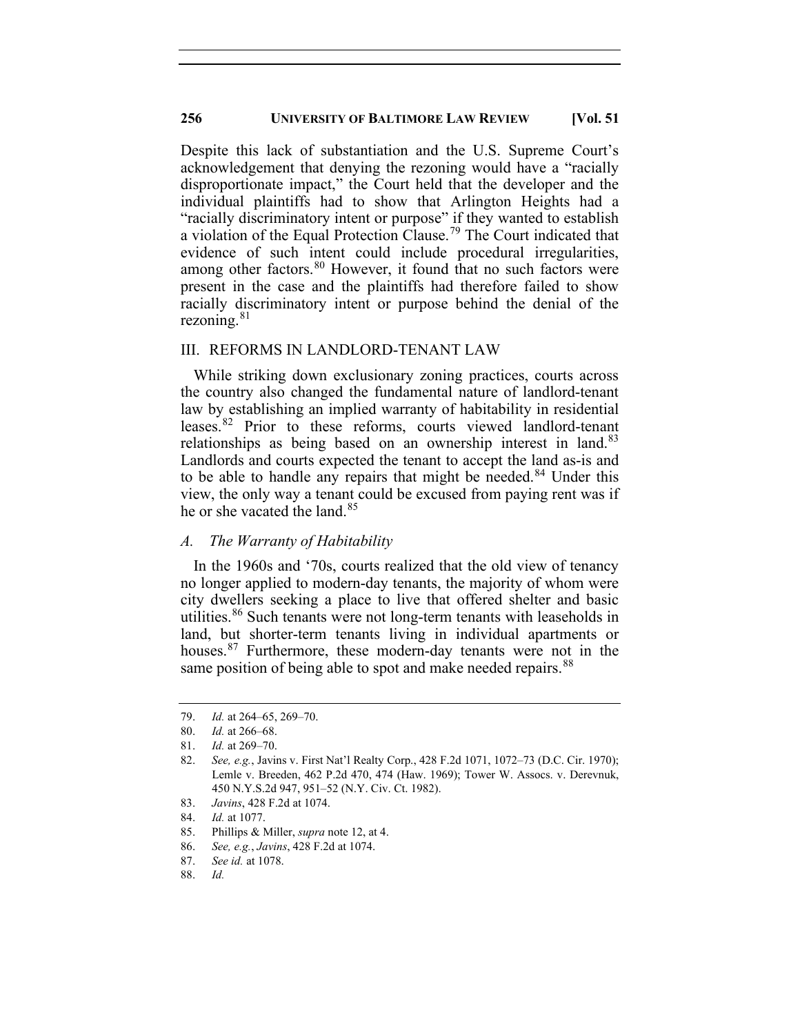Despite this lack of substantiation and the U.S. Supreme Court's acknowledgement that denying the rezoning would have a "racially disproportionate impact," the Court held that the developer and the individual plaintiffs had to show that Arlington Heights had a "racially discriminatory intent or purpose" if they wanted to establish a violation of the Equal Protection Clause.[79] The Court indicated that evidence of such intent could include procedural irregularities, among other factors.[80] However, it found that no such factors were present in the case and the plaintiffs had therefore failed to show racially discriminatory intent or purpose behind the denial of the rezoning.[81]

## III. REFORMS IN LANDLORD-TENANT LAW

While striking down exclusionary zoning practices, courts across the country also changed the fundamental nature of landlord-tenant law by establishing an implied warranty of habitability in residential leases.[82] Prior to these reforms, courts viewed landlord-tenant relationships as being based on an ownership interest in land.[83] Landlords and courts expected the tenant to accept the land as-is and to be able to handle any repairs that might be needed.[84] Under this view, the only way a tenant could be excused from paying rent was if he or she vacated the land.[85]

### *A. The Warranty of Habitability*

In the 1960s and '70s, courts realized that the old view of tenancy no longer applied to modern-day tenants, the majority of whom were city dwellers seeking a place to live that offered shelter and basic utilities.[86] Such tenants were not long-term tenants with leaseholds in land, but shorter-term tenants living in individual apartments or houses.[87] Furthermore, these modern-day tenants were not in the same position of being able to spot and make needed repairs.[88]

---

79. *Id.* at 264–65, 269–70.
80. *Id.* at 266–68.
81. *Id.* at 269–70.
82. *See, e.g.*, Javins v. First Nat'l Realty Corp., 428 F.2d 1071, 1072–73 (D.C. Cir. 1970); Lemle v. Breeden, 462 P.2d 470, 474 (Haw. 1969); Tower W. Assocs. v. Derevnuk, 450 N.Y.S.2d 947, 951–52 (N.Y. Civ. Ct. 1982).
83. *Javins*, 428 F.2d at 1074.
84. *Id.* at 1077.
85. Phillips & Miller, *supra* note 12, at 4.
86. *See, e.g.*, *Javins*, 428 F.2d at 1074.
87. *See id.* at 1078.
88. *Id.*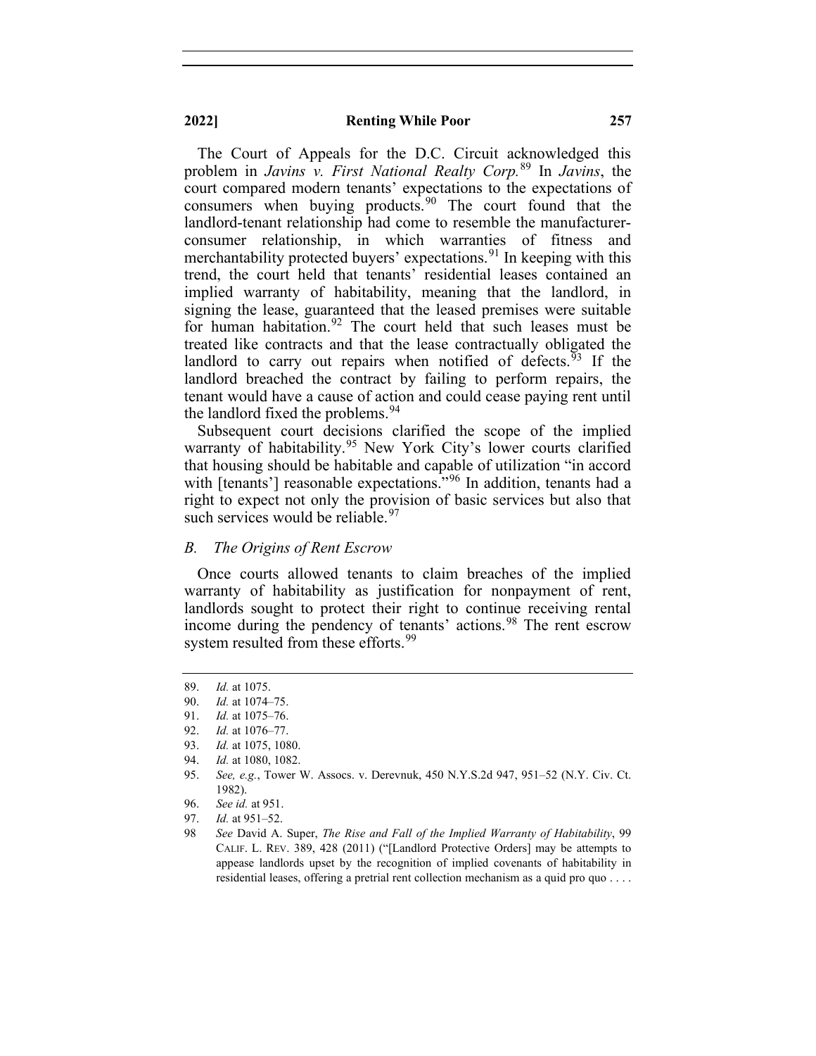The Court of Appeals for the D.C. Circuit acknowledged this problem in *Javins v. First National Realty Corp.*[89] In *Javins*, the court compared modern tenants' expectations to the expectations of consumers when buying products.[90] The court found that the landlord-tenant relationship had come to resemble the manufacturer-consumer relationship, in which warranties of fitness and merchantability protected buyers' expectations.[91] In keeping with this trend, the court held that tenants' residential leases contained an implied warranty of habitability, meaning that the landlord, in signing the lease, guaranteed that the leased premises were suitable for human habitation.[92] The court held that such leases must be treated like contracts and that the lease contractually obligated the landlord to carry out repairs when notified of defects.[93] If the landlord breached the contract by failing to perform repairs, the tenant would have a cause of action and could cease paying rent until the landlord fixed the problems.[94]

Subsequent court decisions clarified the scope of the implied warranty of habitability.[95] New York City's lower courts clarified that housing should be habitable and capable of utilization "in accord with [tenants'] reasonable expectations."[96] In addition, tenants had a right to expect not only the provision of basic services but also that such services would be reliable.[97]

### *B. The Origins of Rent Escrow*

Once courts allowed tenants to claim breaches of the implied warranty of habitability as justification for nonpayment of rent, landlords sought to protect their right to continue receiving rental income during the pendency of tenants' actions.[98] The rent escrow system resulted from these efforts.[99]

---

89. *Id.* at 1075.
90. *Id.* at 1074–75.
91. *Id.* at 1075–76.
92. *Id.* at 1076–77.
93. *Id.* at 1075, 1080.
94. *Id.* at 1080, 1082.
95. *See, e.g.*, Tower W. Assocs. v. Derevnuk, 450 N.Y.S.2d 947, 951–52 (N.Y. Civ. Ct. 1982).
96. *See id.* at 951.
97. *Id.* at 951–52.
98 *See* David A. Super, *The Rise and Fall of the Implied Warranty of Habitability*, 99 CALIF. L. REV. 389, 428 (2011) ("[Landlord Protective Orders] may be attempts to appease landlords upset by the recognition of implied covenants of habitability in residential leases, offering a pretrial rent collection mechanism as a quid pro quo . . . .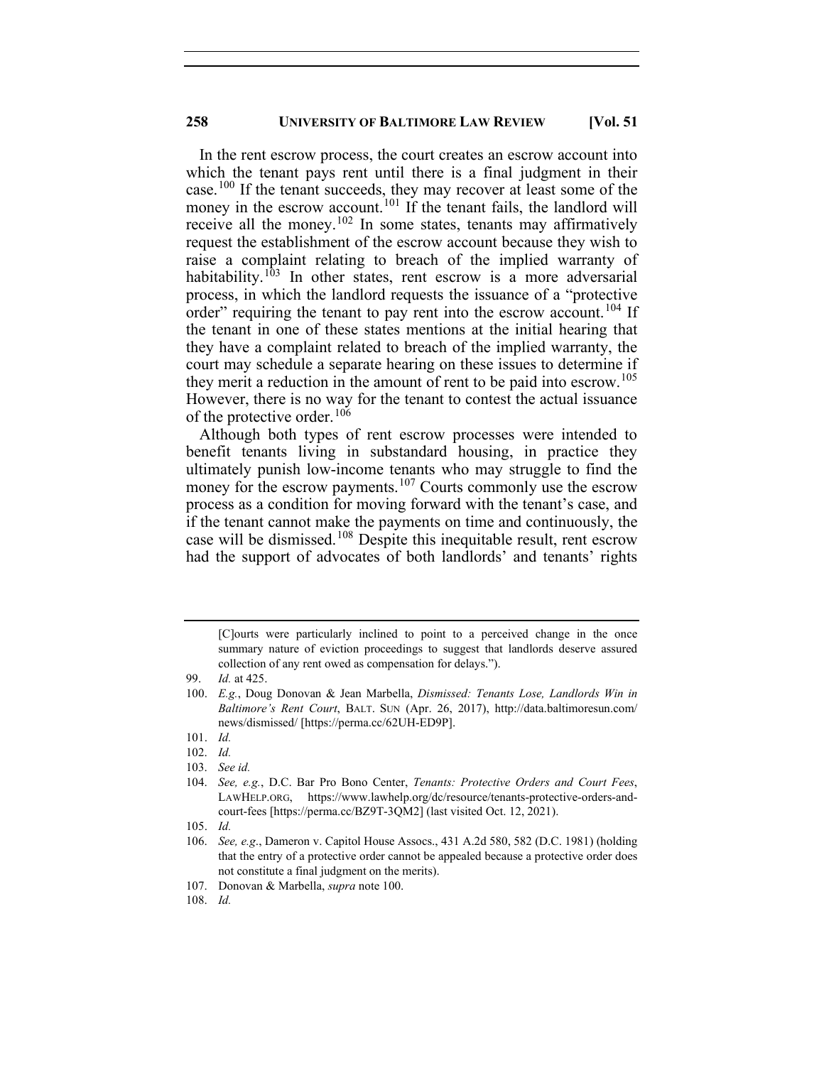In the rent escrow process, the court creates an escrow account into which the tenant pays rent until there is a final judgment in their case.[100] If the tenant succeeds, they may recover at least some of the money in the escrow account.[101] If the tenant fails, the landlord will receive all the money.[102] In some states, tenants may affirmatively request the establishment of the escrow account because they wish to raise a complaint relating to breach of the implied warranty of habitability.[103] In other states, rent escrow is a more adversarial process, in which the landlord requests the issuance of a "protective order" requiring the tenant to pay rent into the escrow account.[104] If the tenant in one of these states mentions at the initial hearing that they have a complaint related to breach of the implied warranty, the court may schedule a separate hearing on these issues to determine if they merit a reduction in the amount of rent to be paid into escrow.[105] However, there is no way for the tenant to contest the actual issuance of the protective order.[106]

Although both types of rent escrow processes were intended to benefit tenants living in substandard housing, in practice they ultimately punish low-income tenants who may struggle to find the money for the escrow payments.[107] Courts commonly use the escrow process as a condition for moving forward with the tenant's case, and if the tenant cannot make the payments on time and continuously, the case will be dismissed.[108] Despite this inequitable result, rent escrow had the support of advocates of both landlords' and tenants' rights

---

[C]ourts were particularly inclined to point to a perceived change in the once summary nature of eviction proceedings to suggest that landlords deserve assured collection of any rent owed as compensation for delays.").

99. *Id.* at 425.

100. *E.g.*, Doug Donovan & Jean Marbella, *Dismissed: Tenants Lose, Landlords Win in Baltimore's Rent Court*, BALT. SUN (Apr. 26, 2017), http://data.baltimoresun.com/news/dismissed/ [https://perma.cc/62UH-ED9P].

101. *Id.*

102. *Id.*

103. *See id.*

104. *See, e.g.*, D.C. Bar Pro Bono Center, *Tenants: Protective Orders and Court Fees*, LAWHELP.ORG, https://www.lawhelp.org/dc/resource/tenants-protective-orders-and-court-fees [https://perma.cc/BZ9T-3QM2] (last visited Oct. 12, 2021).

105. *Id.*

106. *See, e.g.*, Dameron v. Capitol House Assocs., 431 A.2d 580, 582 (D.C. 1981) (holding that the entry of a protective order cannot be appealed because a protective order does not constitute a final judgment on the merits).

107. Donovan & Marbella, *supra* note 100.

108. *Id.*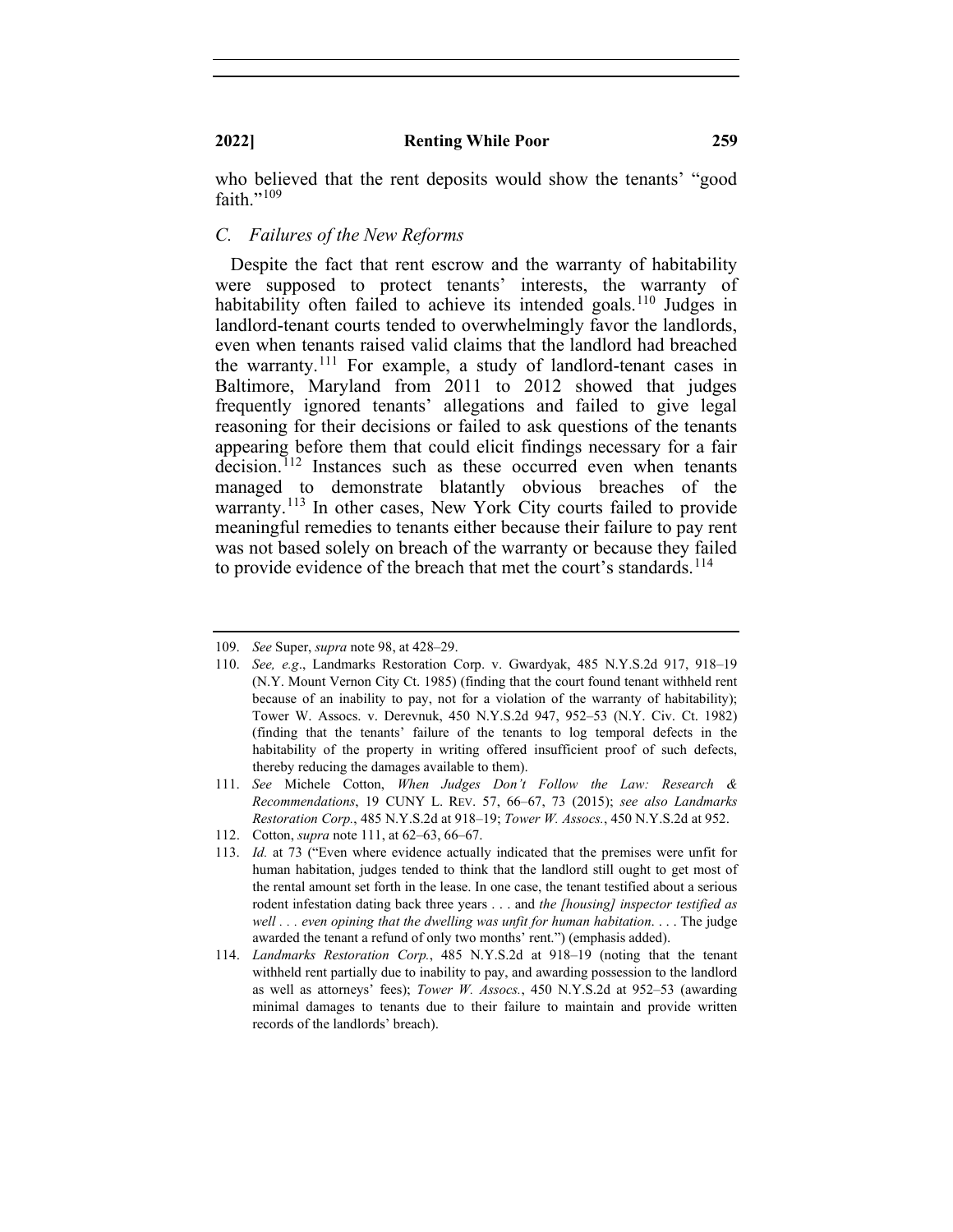who believed that the rent deposits would show the tenants' "good faith."[109]

### C. *Failures of the New Reforms*

Despite the fact that rent escrow and the warranty of habitability were supposed to protect tenants' interests, the warranty of habitability often failed to achieve its intended goals.[110] Judges in landlord-tenant courts tended to overwhelmingly favor the landlords, even when tenants raised valid claims that the landlord had breached the warranty.[111] For example, a study of landlord-tenant cases in Baltimore, Maryland from 2011 to 2012 showed that judges frequently ignored tenants' allegations and failed to give legal reasoning for their decisions or failed to ask questions of the tenants appearing before them that could elicit findings necessary for a fair decision.[112] Instances such as these occurred even when tenants managed to demonstrate blatantly obvious breaches of the warranty.[113] In other cases, New York City courts failed to provide meaningful remedies to tenants either because their failure to pay rent was not based solely on breach of the warranty or because they failed to provide evidence of the breach that met the court's standards.[114]

---

109. *See* Super, *supra* note 98, at 428–29.

110. *See, e.g*., Landmarks Restoration Corp. v. Gwardyak, 485 N.Y.S.2d 917, 918–19 (N.Y. Mount Vernon City Ct. 1985) (finding that the court found tenant withheld rent because of an inability to pay, not for a violation of the warranty of habitability); Tower W. Assocs. v. Derevnuk, 450 N.Y.S.2d 947, 952–53 (N.Y. Civ. Ct. 1982) (finding that the tenants' failure of the tenants to log temporal defects in the habitability of the property in writing offered insufficient proof of such defects, thereby reducing the damages available to them).

111. *See* Michele Cotton, *When Judges Don't Follow the Law: Research & Recommendations*, 19 CUNY L. REV. 57, 66–67, 73 (2015); *see also Landmarks Restoration Corp.*, 485 N.Y.S.2d at 918–19; *Tower W. Assocs.*, 450 N.Y.S.2d at 952.

112. Cotton, *supra* note 111, at 62–63, 66–67.

113. *Id.* at 73 ("Even where evidence actually indicated that the premises were unfit for human habitation, judges tended to think that the landlord still ought to get most of the rental amount set forth in the lease. In one case, the tenant testified about a serious rodent infestation dating back three years . . . and *the [housing] inspector testified as well . . . even opining that the dwelling was unfit for human habitation*. . . . The judge awarded the tenant a refund of only two months' rent.") (emphasis added).

114. *Landmarks Restoration Corp.*, 485 N.Y.S.2d at 918–19 (noting that the tenant withheld rent partially due to inability to pay, and awarding possession to the landlord as well as attorneys' fees); *Tower W. Assocs.*, 450 N.Y.S.2d at 952–53 (awarding minimal damages to tenants due to their failure to maintain and provide written records of the landlords' breach).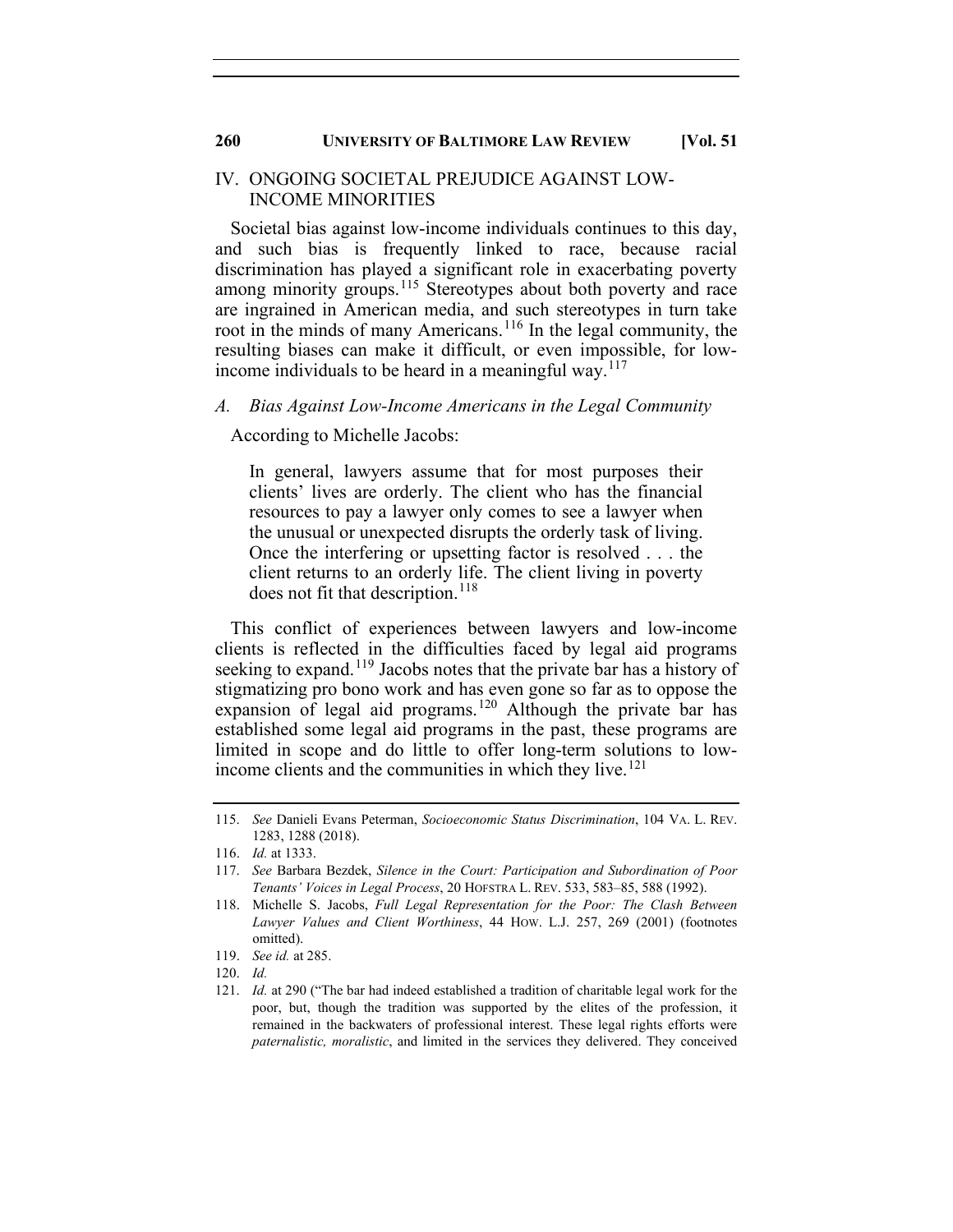## IV. ONGOING SOCIETAL PREJUDICE AGAINST LOW-INCOME MINORITIES

Societal bias against low-income individuals continues to this day, and such bias is frequently linked to race, because racial discrimination has played a significant role in exacerbating poverty among minority groups.[115] Stereotypes about both poverty and race are ingrained in American media, and such stereotypes in turn take root in the minds of many Americans.[116] In the legal community, the resulting biases can make it difficult, or even impossible, for low-income individuals to be heard in a meaningful way.[117]

### *A. Bias Against Low-Income Americans in the Legal Community*

According to Michelle Jacobs:

> In general, lawyers assume that for most purposes their clients' lives are orderly. The client who has the financial resources to pay a lawyer only comes to see a lawyer when the unusual or unexpected disrupts the orderly task of living. Once the interfering or upsetting factor is resolved . . . the client returns to an orderly life. The client living in poverty does not fit that description.[118]

This conflict of experiences between lawyers and low-income clients is reflected in the difficulties faced by legal aid programs seeking to expand.[119] Jacobs notes that the private bar has a history of stigmatizing pro bono work and has even gone so far as to oppose the expansion of legal aid programs.[120] Although the private bar has established some legal aid programs in the past, these programs are limited in scope and do little to offer long-term solutions to low-income clients and the communities in which they live.[121]

---

115. *See* Danieli Evans Peterman, *Socioeconomic Status Discrimination*, 104 VA. L. REV. 1283, 1288 (2018).

116. *Id.* at 1333.

117. *See* Barbara Bezdek, *Silence in the Court: Participation and Subordination of Poor Tenants' Voices in Legal Process*, 20 HOFSTRA L. REV. 533, 583–85, 588 (1992).

118. Michelle S. Jacobs, *Full Legal Representation for the Poor: The Clash Between Lawyer Values and Client Worthiness*, 44 HOW. L.J. 257, 269 (2001) (footnotes omitted).

119. *See id.* at 285.

120. *Id.*

121. *Id.* at 290 ("The bar had indeed established a tradition of charitable legal work for the poor, but, though the tradition was supported by the elites of the profession, it remained in the backwaters of professional interest. These legal rights efforts were *paternalistic, moralistic*, and limited in the services they delivered. They conceived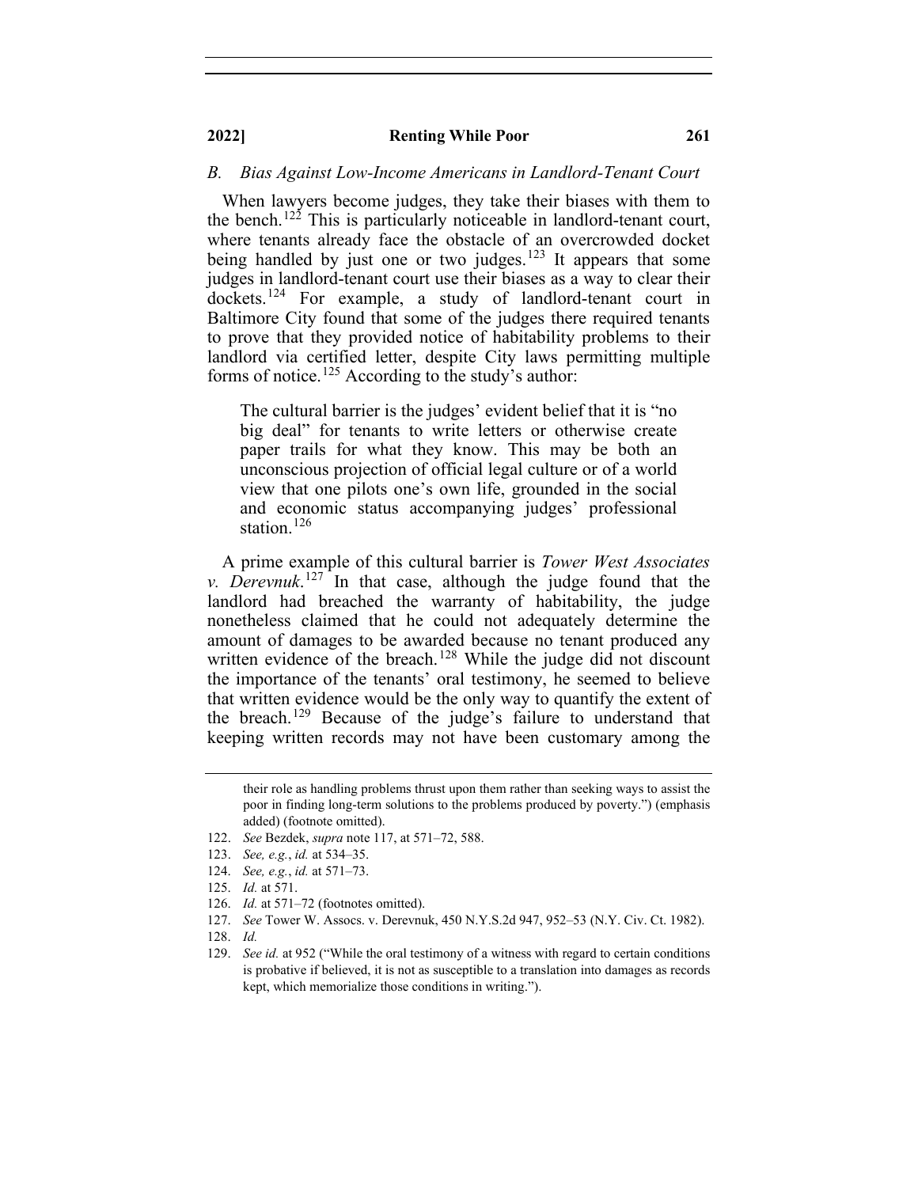### B. Bias Against Low-Income Americans in Landlord-Tenant Court

When lawyers become judges, they take their biases with them to the bench.[122] This is particularly noticeable in landlord-tenant court, where tenants already face the obstacle of an overcrowded docket being handled by just one or two judges.[123] It appears that some judges in landlord-tenant court use their biases as a way to clear their dockets.[124] For example, a study of landlord-tenant court in Baltimore City found that some of the judges there required tenants to prove that they provided notice of habitability problems to their landlord via certified letter, despite City laws permitting multiple forms of notice.[125] According to the study's author:

> The cultural barrier is the judges' evident belief that it is "no big deal" for tenants to write letters or otherwise create paper trails for what they know. This may be both an unconscious projection of official legal culture or of a world view that one pilots one's own life, grounded in the social and economic status accompanying judges' professional station.[126]

A prime example of this cultural barrier is *Tower West Associates v. Derevnuk*.[127] In that case, although the judge found that the landlord had breached the warranty of habitability, the judge nonetheless claimed that he could not adequately determine the amount of damages to be awarded because no tenant produced any written evidence of the breach.[128] While the judge did not discount the importance of the tenants' oral testimony, he seemed to believe that written evidence would be the only way to quantify the extent of the breach.[129] Because of the judge's failure to understand that keeping written records may not have been customary among the

---

their role as handling problems thrust upon them rather than seeking ways to assist the poor in finding long-term solutions to the problems produced by poverty.") (emphasis added) (footnote omitted).

122. *See* Bezdek, *supra* note 117, at 571–72, 588.
123. *See, e.g.*, *id.* at 534–35.
124. *See, e.g.*, *id.* at 571–73.
125. *Id.* at 571.
126. *Id.* at 571–72 (footnotes omitted).
127. *See* Tower W. Assocs. v. Derevnuk, 450 N.Y.S.2d 947, 952–53 (N.Y. Civ. Ct. 1982).
128. *Id.*
129. *See id.* at 952 ("While the oral testimony of a witness with regard to certain conditions is probative if believed, it is not as susceptible to a translation into damages as records kept, which memorialize those conditions in writing.").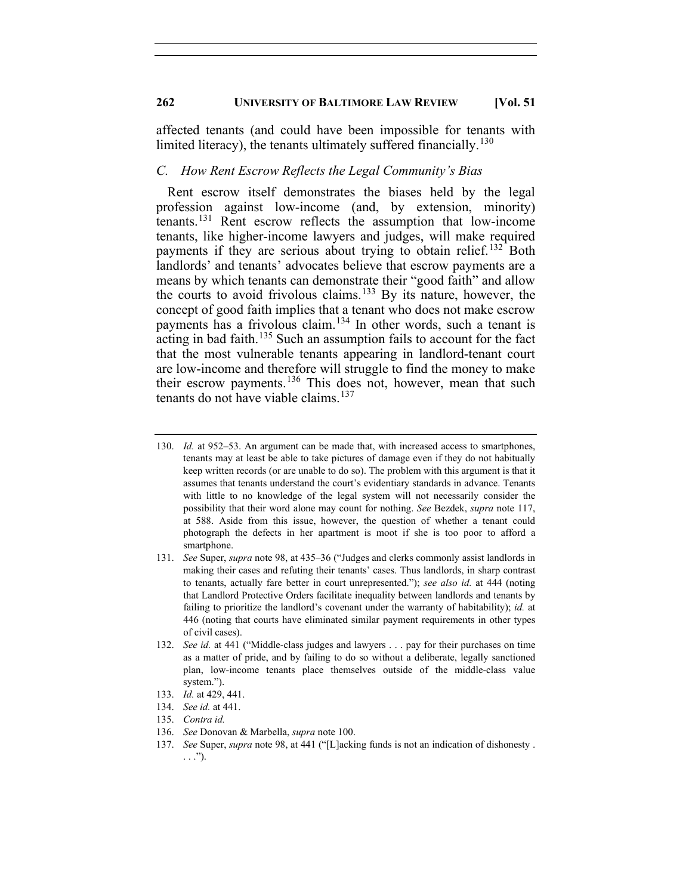affected tenants (and could have been impossible for tenants with limited literacy), the tenants ultimately suffered financially.[130]

### *C. How Rent Escrow Reflects the Legal Community's Bias*

Rent escrow itself demonstrates the biases held by the legal profession against low-income (and, by extension, minority) tenants.[131] Rent escrow reflects the assumption that low-income tenants, like higher-income lawyers and judges, will make required payments if they are serious about trying to obtain relief.[132] Both landlords' and tenants' advocates believe that escrow payments are a means by which tenants can demonstrate their "good faith" and allow the courts to avoid frivolous claims.[133] By its nature, however, the concept of good faith implies that a tenant who does not make escrow payments has a frivolous claim.[134] In other words, such a tenant is acting in bad faith.[135] Such an assumption fails to account for the fact that the most vulnerable tenants appearing in landlord-tenant court are low-income and therefore will struggle to find the money to make their escrow payments.[136] This does not, however, mean that such tenants do not have viable claims.[137]

---

130. *Id.* at 952–53. An argument can be made that, with increased access to smartphones, tenants may at least be able to take pictures of damage even if they do not habitually keep written records (or are unable to do so). The problem with this argument is that it assumes that tenants understand the court's evidentiary standards in advance. Tenants with little to no knowledge of the legal system will not necessarily consider the possibility that their word alone may count for nothing. *See* Bezdek, *supra* note 117, at 588. Aside from this issue, however, the question of whether a tenant could photograph the defects in her apartment is moot if she is too poor to afford a smartphone.

131. *See* Super, *supra* note 98, at 435–36 ("Judges and clerks commonly assist landlords in making their cases and refuting their tenants' cases. Thus landlords, in sharp contrast to tenants, actually fare better in court unrepresented."); *see also id.* at 444 (noting that Landlord Protective Orders facilitate inequality between landlords and tenants by failing to prioritize the landlord's covenant under the warranty of habitability); *id.* at 446 (noting that courts have eliminated similar payment requirements in other types of civil cases).

132. *See id.* at 441 ("Middle-class judges and lawyers . . . pay for their purchases on time as a matter of pride, and by failing to do so without a deliberate, legally sanctioned plan, low-income tenants place themselves outside of the middle-class value system.").

133. *Id.* at 429, 441.

134. *See id.* at 441.

135. *Contra id.*

136. *See* Donovan & Marbella, *supra* note 100.

137. *See* Super, *supra* note 98, at 441 ("[L]acking funds is not an indication of dishonesty . . . .").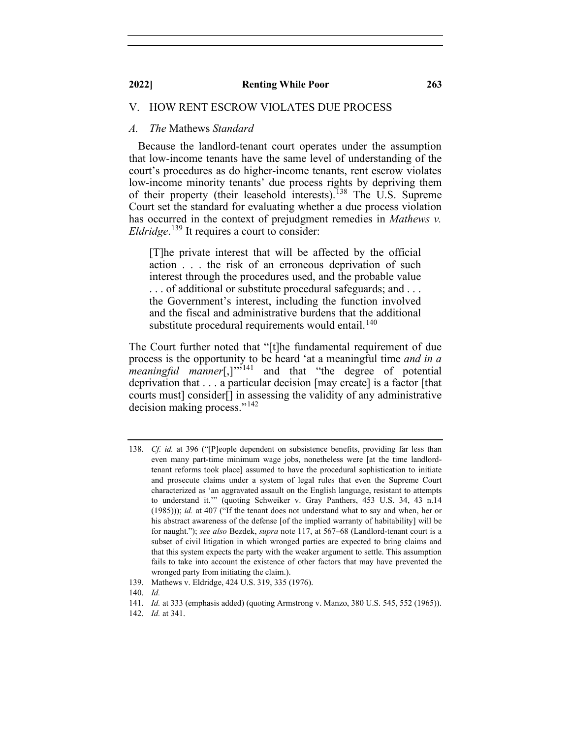## V. HOW RENT ESCROW VIOLATES DUE PROCESS

### A. *The* Mathews *Standard*

Because the landlord-tenant court operates under the assumption that low-income tenants have the same level of understanding of the court's procedures as do higher-income tenants, rent escrow violates low-income minority tenants' due process rights by depriving them of their property (their leasehold interests).[138] The U.S. Supreme Court set the standard for evaluating whether a due process violation has occurred in the context of prejudgment remedies in *Mathews v. Eldridge*.[139] It requires a court to consider:

> [T]he private interest that will be affected by the official action . . . the risk of an erroneous deprivation of such interest through the procedures used, and the probable value . . . of additional or substitute procedural safeguards; and . . . the Government's interest, including the function involved and the fiscal and administrative burdens that the additional substitute procedural requirements would entail.[140]

The Court further noted that "[t]he fundamental requirement of due process is the opportunity to be heard 'at a meaningful time *and in a meaningful manner*[,]'"[141] and that "the degree of potential deprivation that . . . a particular decision [may create] is a factor [that courts must] consider[] in assessing the validity of any administrative decision making process."[142]

---

138. *Cf. id.* at 396 ("[P]eople dependent on subsistence benefits, providing far less than even many part-time minimum wage jobs, nonetheless were [at the time landlord-tenant reforms took place] assumed to have the procedural sophistication to initiate and prosecute claims under a system of legal rules that even the Supreme Court characterized as 'an aggravated assault on the English language, resistant to attempts to understand it.'" (quoting Schweiker v. Gray Panthers, 453 U.S. 34, 43 n.14 (1985))); *id.* at 407 ("If the tenant does not understand what to say and when, her or his abstract awareness of the defense [of the implied warranty of habitability] will be for naught."); *see also* Bezdek, *supra* note 117, at 567–68 (Landlord-tenant court is a subset of civil litigation in which wronged parties are expected to bring claims and that this system expects the party with the weaker argument to settle. This assumption fails to take into account the existence of other factors that may have prevented the wronged party from initiating the claim.).

139. Mathews v. Eldridge, 424 U.S. 319, 335 (1976).

140. *Id.*

141. *Id.* at 333 (emphasis added) (quoting Armstrong v. Manzo, 380 U.S. 545, 552 (1965)).

142. *Id.* at 341.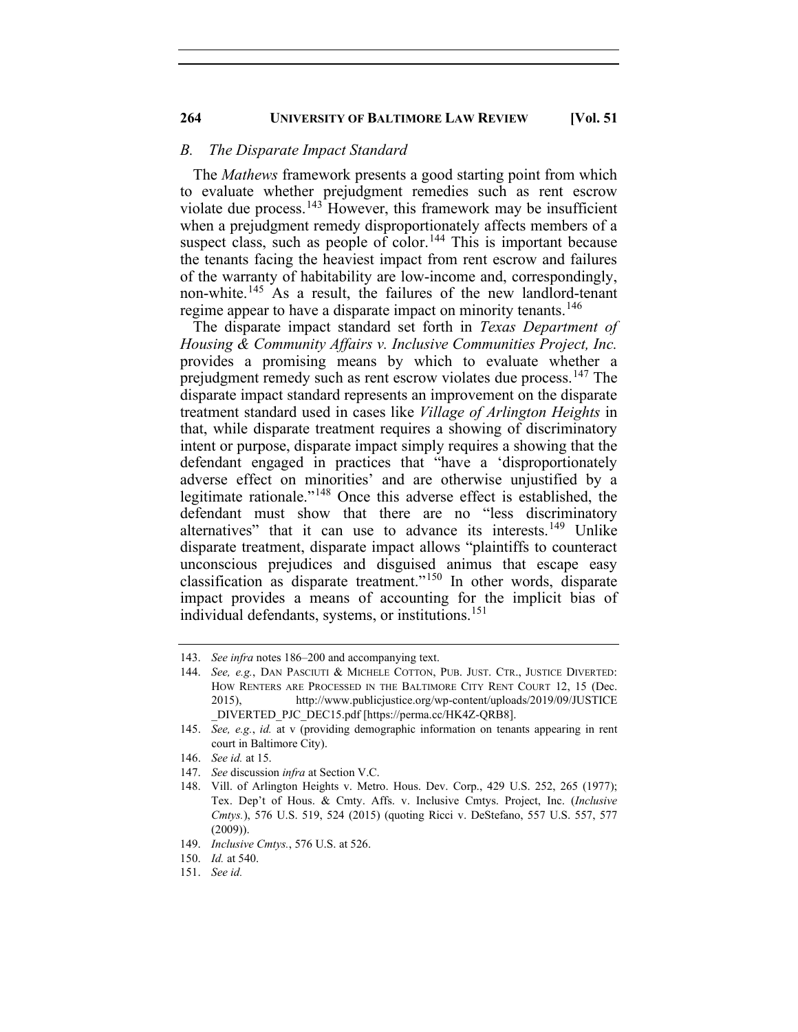### *B. The Disparate Impact Standard*

The *Mathews* framework presents a good starting point from which to evaluate whether prejudgment remedies such as rent escrow violate due process.[143] However, this framework may be insufficient when a prejudgment remedy disproportionately affects members of a suspect class, such as people of color.[144] This is important because the tenants facing the heaviest impact from rent escrow and failures of the warranty of habitability are low-income and, correspondingly, non-white.[145] As a result, the failures of the new landlord-tenant regime appear to have a disparate impact on minority tenants.[146]

The disparate impact standard set forth in *Texas Department of Housing & Community Affairs v. Inclusive Communities Project, Inc.* provides a promising means by which to evaluate whether a prejudgment remedy such as rent escrow violates due process.[147] The disparate impact standard represents an improvement on the disparate treatment standard used in cases like *Village of Arlington Heights* in that, while disparate treatment requires a showing of discriminatory intent or purpose, disparate impact simply requires a showing that the defendant engaged in practices that "have a 'disproportionately adverse effect on minorities' and are otherwise unjustified by a legitimate rationale."[148] Once this adverse effect is established, the defendant must show that there are no "less discriminatory alternatives" that it can use to advance its interests.[149] Unlike disparate treatment, disparate impact allows "plaintiffs to counteract unconscious prejudices and disguised animus that escape easy classification as disparate treatment."[150] In other words, disparate impact provides a means of accounting for the implicit bias of individual defendants, systems, or institutions.[151]

---

143. *See infra* notes 186–200 and accompanying text.

144. *See, e.g.*, DAN PASCIUTI & MICHELE COTTON, PUB. JUST. CTR., JUSTICE DIVERTED: HOW RENTERS ARE PROCESSED IN THE BALTIMORE CITY RENT COURT 12, 15 (Dec. 2015), http://www.publicjustice.org/wp-content/uploads/2019/09/JUSTICE_DIVERTED_PJC_DEC15.pdf [https://perma.cc/HK4Z-QRB8].

145. *See, e.g.*, *id.* at v (providing demographic information on tenants appearing in rent court in Baltimore City).

146. *See id.* at 15.

147. *See* discussion *infra* at Section V.C.

148. Vill. of Arlington Heights v. Metro. Hous. Dev. Corp., 429 U.S. 252, 265 (1977); Tex. Dep't of Hous. & Cmty. Affs. v. Inclusive Cmtys. Project, Inc. (*Inclusive Cmtys.*), 576 U.S. 519, 524 (2015) (quoting Ricci v. DeStefano, 557 U.S. 557, 577 (2009)).

149. *Inclusive Cmtys.*, 576 U.S. at 526.

150. *Id.* at 540.

151. *See id.*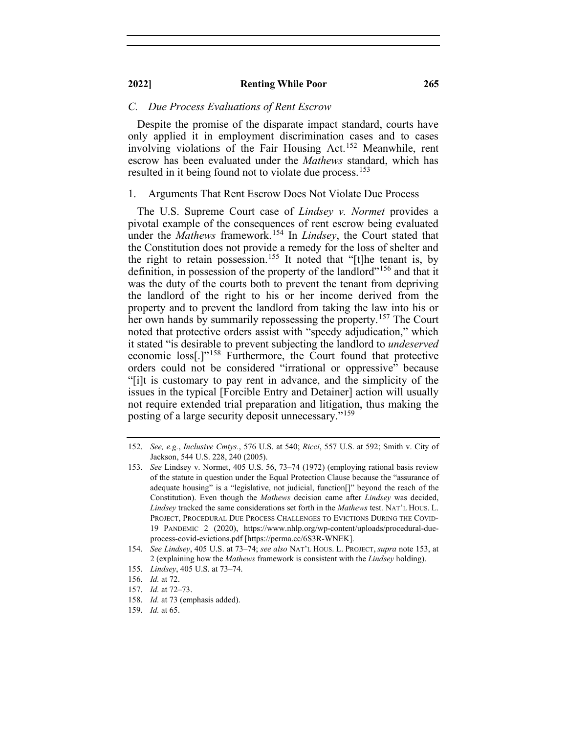### C. Due Process Evaluations of Rent Escrow

Despite the promise of the disparate impact standard, courts have only applied it in employment discrimination cases and to cases involving violations of the Fair Housing Act.[152] Meanwhile, rent escrow has been evaluated under the *Mathews* standard, which has resulted in it being found not to violate due process.[153]

#### 1. Arguments That Rent Escrow Does Not Violate Due Process

The U.S. Supreme Court case of *Lindsey v. Normet* provides a pivotal example of the consequences of rent escrow being evaluated under the *Mathews* framework.[154] In *Lindsey*, the Court stated that the Constitution does not provide a remedy for the loss of shelter and the right to retain possession.[155] It noted that "[t]he tenant is, by definition, in possession of the property of the landlord"[156] and that it was the duty of the courts both to prevent the tenant from depriving the landlord of the right to his or her income derived from the property and to prevent the landlord from taking the law into his or her own hands by summarily repossessing the property.[157] The Court noted that protective orders assist with "speedy adjudication," which it stated "is desirable to prevent subjecting the landlord to *undeserved* economic loss[.]"[158] Furthermore, the Court found that protective orders could not be considered "irrational or oppressive" because "[i]t is customary to pay rent in advance, and the simplicity of the issues in the typical [Forcible Entry and Detainer] action will usually not require extended trial preparation and litigation, thus making the posting of a large security deposit unnecessary."[159]

---

152. *See, e.g.*, *Inclusive Cmtys.*, 576 U.S. at 540; *Ricci*, 557 U.S. at 592; Smith v. City of Jackson, 544 U.S. 228, 240 (2005).

153. *See* Lindsey v. Normet, 405 U.S. 56, 73–74 (1972) (employing rational basis review of the statute in question under the Equal Protection Clause because the "assurance of adequate housing" is a "legislative, not judicial, function[]" beyond the reach of the Constitution). Even though the *Mathews* decision came after *Lindsey* was decided, *Lindsey* tracked the same considerations set forth in the *Mathews* test. NAT'L HOUS. L. PROJECT, PROCEDURAL DUE PROCESS CHALLENGES TO EVICTIONS DURING THE COVID-19 PANDEMIC 2 (2020), https://www.nhlp.org/wp-content/uploads/procedural-due-process-covid-evictions.pdf [https://perma.cc/6S3R-WNEK].

154. *See Lindsey*, 405 U.S. at 73–74; *see also* NAT'L HOUS. L. PROJECT, *supra* note 153, at 2 (explaining how the *Mathews* framework is consistent with the *Lindsey* holding).

155. *Lindsey*, 405 U.S. at 73–74.

156. *Id.* at 72.

157. *Id.* at 72–73.

158. *Id.* at 73 (emphasis added).

159. *Id.* at 65.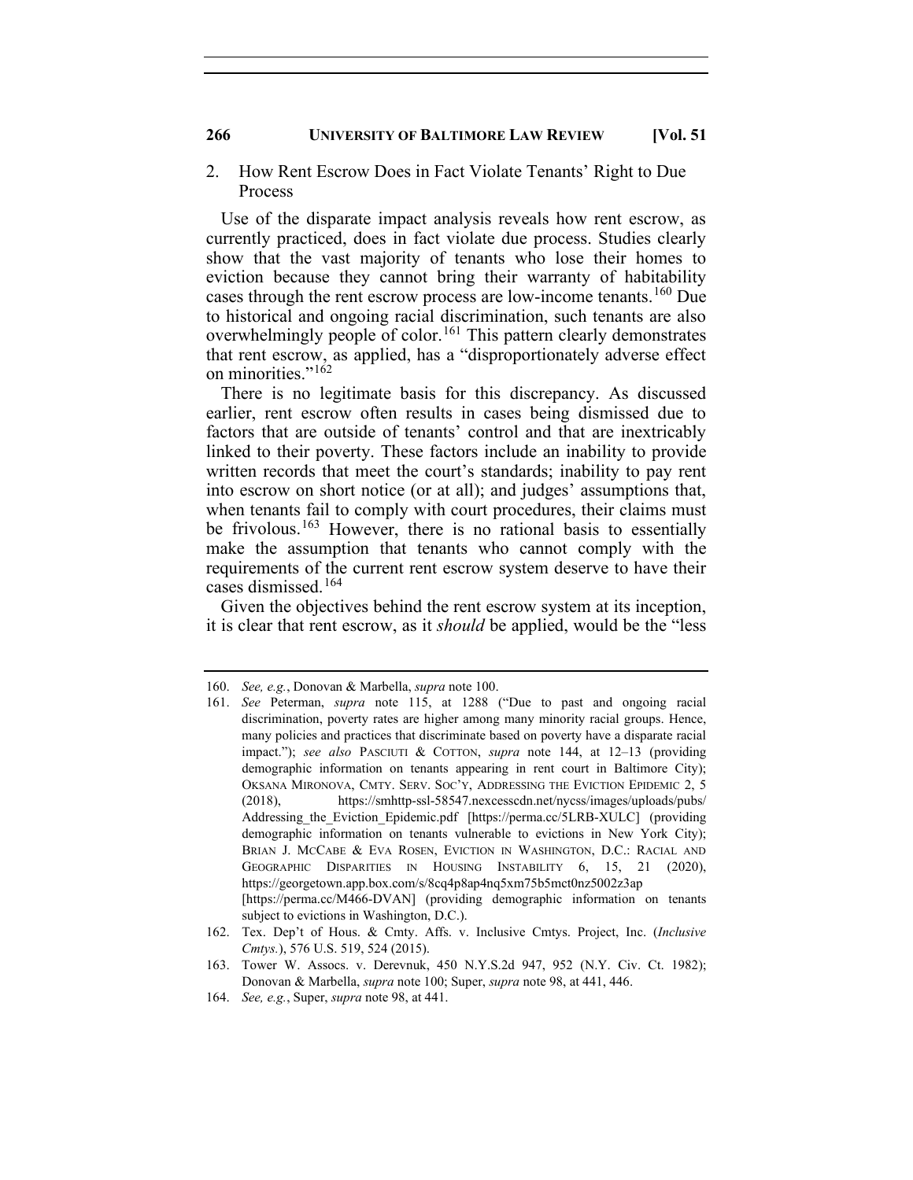### 2. How Rent Escrow Does in Fact Violate Tenants' Right to Due Process

Use of the disparate impact analysis reveals how rent escrow, as currently practiced, does in fact violate due process. Studies clearly show that the vast majority of tenants who lose their homes to eviction because they cannot bring their warranty of habitability cases through the rent escrow process are low-income tenants.[160] Due to historical and ongoing racial discrimination, such tenants are also overwhelmingly people of color.[161] This pattern clearly demonstrates that rent escrow, as applied, has a "disproportionately adverse effect on minorities."[162]

There is no legitimate basis for this discrepancy. As discussed earlier, rent escrow often results in cases being dismissed due to factors that are outside of tenants' control and that are inextricably linked to their poverty. These factors include an inability to provide written records that meet the court's standards; inability to pay rent into escrow on short notice (or at all); and judges' assumptions that, when tenants fail to comply with court procedures, their claims must be frivolous.[163] However, there is no rational basis to essentially make the assumption that tenants who cannot comply with the requirements of the current rent escrow system deserve to have their cases dismissed.[164]

Given the objectives behind the rent escrow system at its inception, it is clear that rent escrow, as it *should* be applied, would be the "less

---

160. *See, e.g.*, Donovan & Marbella, *supra* note 100.

161. *See* Peterman, *supra* note 115, at 1288 ("Due to past and ongoing racial discrimination, poverty rates are higher among many minority racial groups. Hence, many policies and practices that discriminate based on poverty have a disparate racial impact."); *see also* PASCIUTI & COTTON, *supra* note 144, at 12–13 (providing demographic information on tenants appearing in rent court in Baltimore City); OKSANA MIRONOVA, CMTY. SERV. SOC'Y, ADDRESSING THE EVICTION EPIDEMIC 2, 5 (2018), https://smhttp-ssl-58547.nexcesscdn.net/nycss/images/uploads/pubs/Addressing_the_Eviction_Epidemic.pdf [https://perma.cc/5LRB-XULC] (providing demographic information on tenants vulnerable to evictions in New York City); BRIAN J. MCCABE & EVA ROSEN, EVICTION IN WASHINGTON, D.C.: RACIAL AND GEOGRAPHIC DISPARITIES IN HOUSING INSTABILITY 6, 15, 21 (2020), https://georgetown.app.box.com/s/8cq4p8ap4nq5xm75b5mct0nz5002z3ap [https://perma.cc/M466-DVAN] (providing demographic information on tenants subject to evictions in Washington, D.C.).

162. Tex. Dep't of Hous. & Cmty. Affs. v. Inclusive Cmtys. Project, Inc. (*Inclusive Cmtys.*), 576 U.S. 519, 524 (2015).

163. Tower W. Assocs. v. Derevnuk, 450 N.Y.S.2d 947, 952 (N.Y. Civ. Ct. 1982); Donovan & Marbella, *supra* note 100; Super, *supra* note 98, at 441, 446.

164. *See, e.g.*, Super, *supra* note 98, at 441.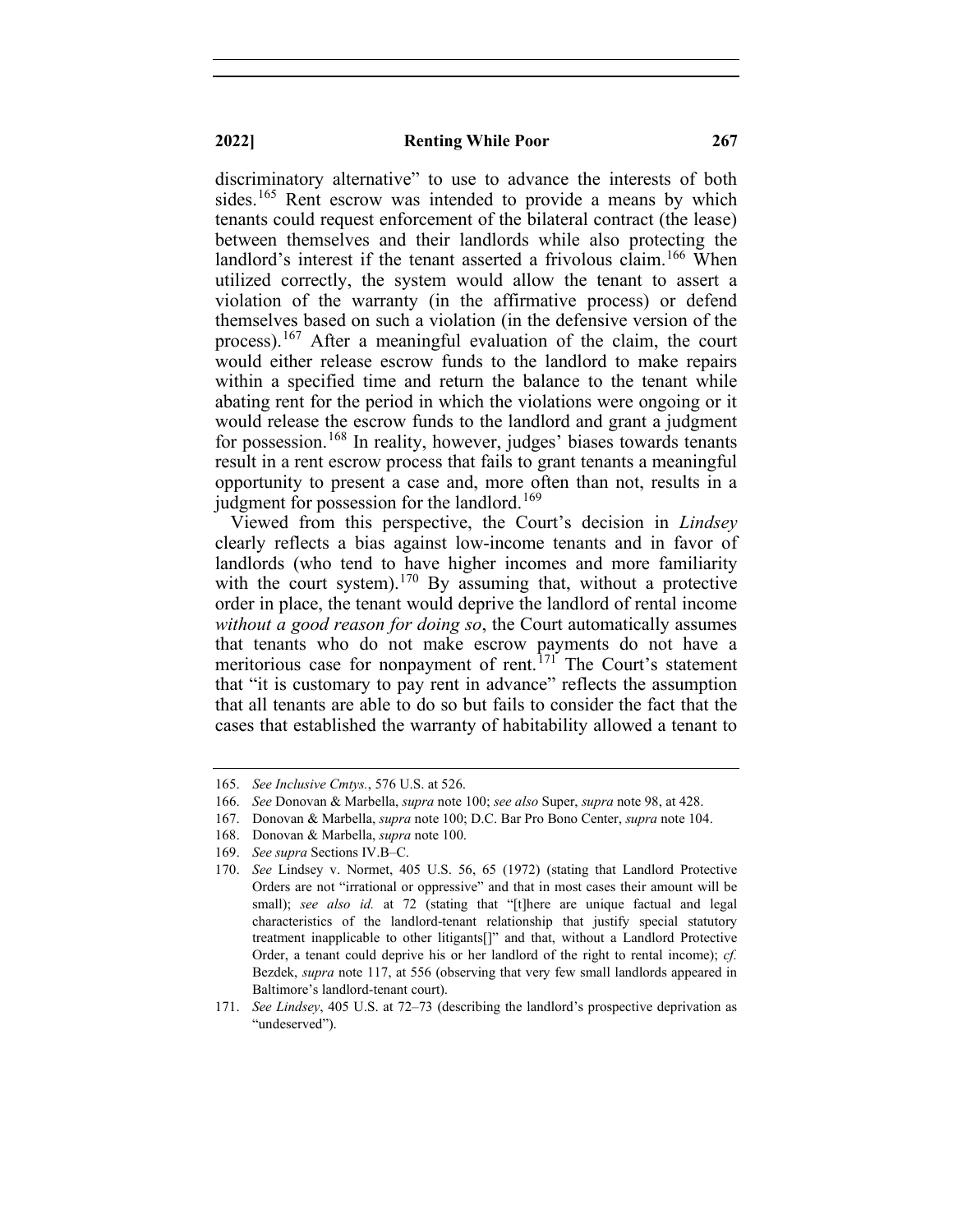discriminatory alternative" to use to advance the interests of both sides.[165] Rent escrow was intended to provide a means by which tenants could request enforcement of the bilateral contract (the lease) between themselves and their landlords while also protecting the landlord's interest if the tenant asserted a frivolous claim.[166] When utilized correctly, the system would allow the tenant to assert a violation of the warranty (in the affirmative process) or defend themselves based on such a violation (in the defensive version of the process).[167] After a meaningful evaluation of the claim, the court would either release escrow funds to the landlord to make repairs within a specified time and return the balance to the tenant while abating rent for the period in which the violations were ongoing or it would release the escrow funds to the landlord and grant a judgment for possession.[168] In reality, however, judges' biases towards tenants result in a rent escrow process that fails to grant tenants a meaningful opportunity to present a case and, more often than not, results in a judgment for possession for the landlord.[169]

Viewed from this perspective, the Court's decision in *Lindsey* clearly reflects a bias against low-income tenants and in favor of landlords (who tend to have higher incomes and more familiarity with the court system).[170] By assuming that, without a protective order in place, the tenant would deprive the landlord of rental income *without a good reason for doing so*, the Court automatically assumes that tenants who do not make escrow payments do not have a meritorious case for nonpayment of rent.[171] The Court's statement that "it is customary to pay rent in advance" reflects the assumption that all tenants are able to do so but fails to consider the fact that the cases that established the warranty of habitability allowed a tenant to

---

165. *See Inclusive Cmtys.*, 576 U.S. at 526.

166. *See* Donovan & Marbella, *supra* note 100; *see also* Super, *supra* note 98, at 428.

167. Donovan & Marbella, *supra* note 100; D.C. Bar Pro Bono Center, *supra* note 104.

168. Donovan & Marbella, *supra* note 100.

169. *See supra* Sections IV.B–C.

170. *See* Lindsey v. Normet, 405 U.S. 56, 65 (1972) (stating that Landlord Protective Orders are not "irrational or oppressive" and that in most cases their amount will be small); *see also id.* at 72 (stating that "[t]here are unique factual and legal characteristics of the landlord-tenant relationship that justify special statutory treatment inapplicable to other litigants[]" and that, without a Landlord Protective Order, a tenant could deprive his or her landlord of the right to rental income); *cf.* Bezdek, *supra* note 117, at 556 (observing that very few small landlords appeared in Baltimore's landlord-tenant court).

171. *See Lindsey*, 405 U.S. at 72–73 (describing the landlord's prospective deprivation as "undeserved").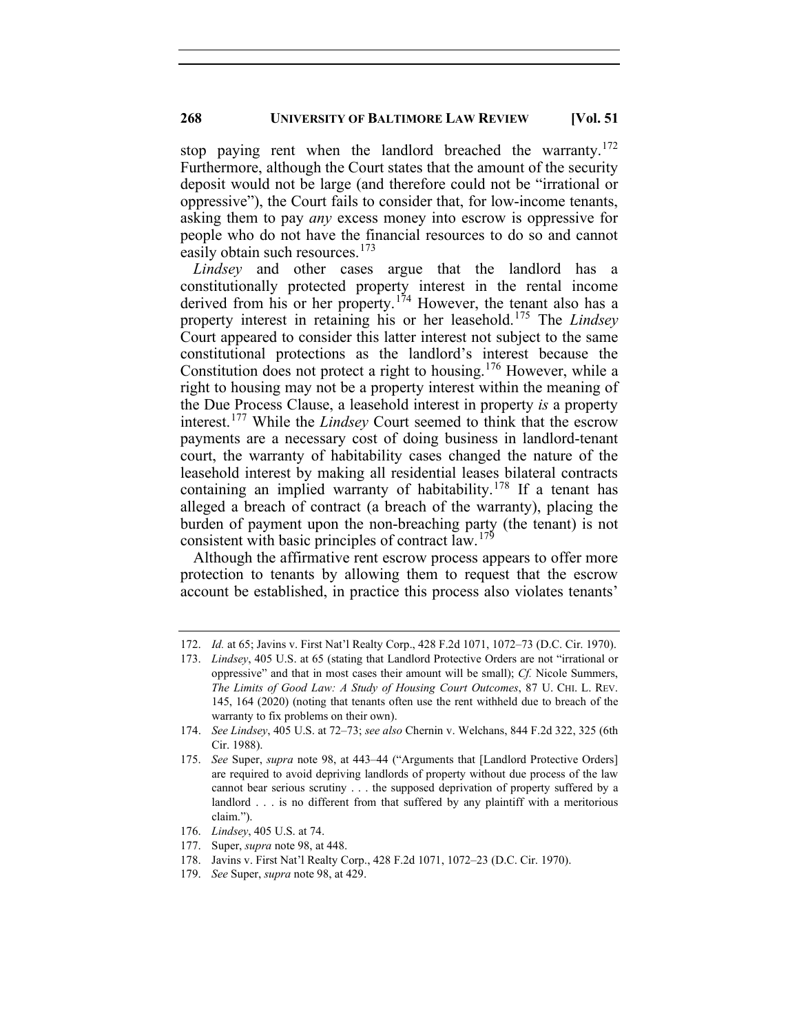stop paying rent when the landlord breached the warranty.[172] Furthermore, although the Court states that the amount of the security deposit would not be large (and therefore could not be "irrational or oppressive"), the Court fails to consider that, for low-income tenants, asking them to pay *any* excess money into escrow is oppressive for people who do not have the financial resources to do so and cannot easily obtain such resources.[173]

*Lindsey* and other cases argue that the landlord has a constitutionally protected property interest in the rental income derived from his or her property.[174] However, the tenant also has a property interest in retaining his or her leasehold.[175] The *Lindsey* Court appeared to consider this latter interest not subject to the same constitutional protections as the landlord's interest because the Constitution does not protect a right to housing.[176] However, while a right to housing may not be a property interest within the meaning of the Due Process Clause, a leasehold interest in property *is* a property interest.[177] While the *Lindsey* Court seemed to think that the escrow payments are a necessary cost of doing business in landlord-tenant court, the warranty of habitability cases changed the nature of the leasehold interest by making all residential leases bilateral contracts containing an implied warranty of habitability.[178] If a tenant has alleged a breach of contract (a breach of the warranty), placing the burden of payment upon the non-breaching party (the tenant) is not consistent with basic principles of contract law.[179]

Although the affirmative rent escrow process appears to offer more protection to tenants by allowing them to request that the escrow account be established, in practice this process also violates tenants'

---

172. *Id.* at 65; Javins v. First Nat'l Realty Corp., 428 F.2d 1071, 1072–73 (D.C. Cir. 1970).

173. *Lindsey*, 405 U.S. at 65 (stating that Landlord Protective Orders are not "irrational or oppressive" and that in most cases their amount will be small); *Cf.* Nicole Summers, *The Limits of Good Law: A Study of Housing Court Outcomes*, 87 U. CHI. L. REV. 145, 164 (2020) (noting that tenants often use the rent withheld due to breach of the warranty to fix problems on their own).

174. *See Lindsey*, 405 U.S. at 72–73; *see also* Chernin v. Welchans, 844 F.2d 322, 325 (6th Cir. 1988).

175. *See* Super, *supra* note 98, at 443–44 ("Arguments that [Landlord Protective Orders] are required to avoid depriving landlords of property without due process of the law cannot bear serious scrutiny . . . the supposed deprivation of property suffered by a landlord . . . is no different from that suffered by any plaintiff with a meritorious claim.").

176. *Lindsey*, 405 U.S. at 74.

177. Super, *supra* note 98, at 448.

178. Javins v. First Nat'l Realty Corp., 428 F.2d 1071, 1072–23 (D.C. Cir. 1970).

179. *See* Super, *supra* note 98, at 429.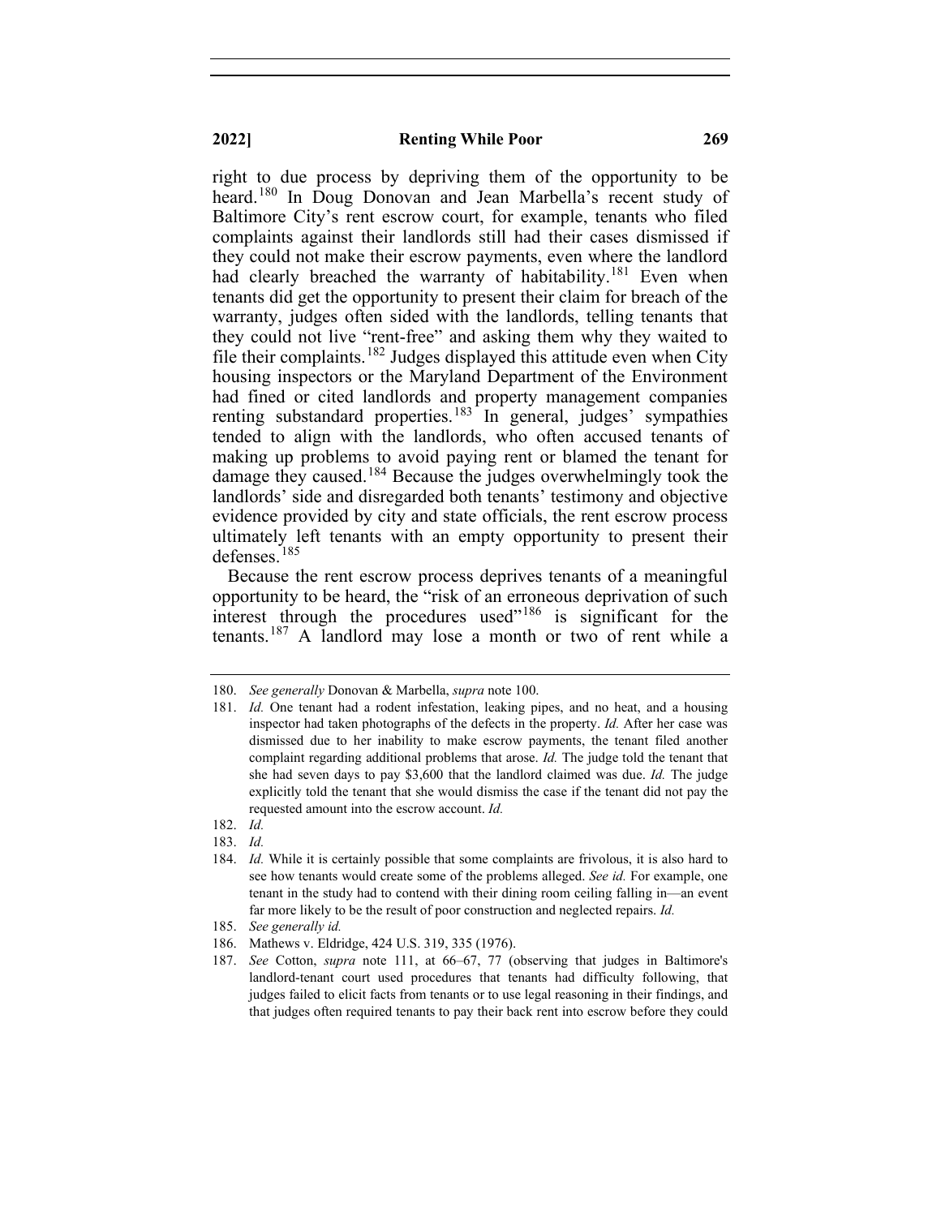right to due process by depriving them of the opportunity to be heard.[180] In Doug Donovan and Jean Marbella's recent study of Baltimore City's rent escrow court, for example, tenants who filed complaints against their landlords still had their cases dismissed if they could not make their escrow payments, even where the landlord had clearly breached the warranty of habitability.[181] Even when tenants did get the opportunity to present their claim for breach of the warranty, judges often sided with the landlords, telling tenants that they could not live "rent-free" and asking them why they waited to file their complaints.[182] Judges displayed this attitude even when City housing inspectors or the Maryland Department of the Environment had fined or cited landlords and property management companies renting substandard properties.[183] In general, judges' sympathies tended to align with the landlords, who often accused tenants of making up problems to avoid paying rent or blamed the tenant for damage they caused.[184] Because the judges overwhelmingly took the landlords' side and disregarded both tenants' testimony and objective evidence provided by city and state officials, the rent escrow process ultimately left tenants with an empty opportunity to present their defenses.[185]

Because the rent escrow process deprives tenants of a meaningful opportunity to be heard, the "risk of an erroneous deprivation of such interest through the procedures used"[186] is significant for the tenants.[187] A landlord may lose a month or two of rent while a

---

180. *See generally* Donovan & Marbella, *supra* note 100.

181. *Id.* One tenant had a rodent infestation, leaking pipes, and no heat, and a housing inspector had taken photographs of the defects in the property. *Id.* After her case was dismissed due to her inability to make escrow payments, the tenant filed another complaint regarding additional problems that arose. *Id.* The judge told the tenant that she had seven days to pay $3,600 that the landlord claimed was due. *Id.* The judge explicitly told the tenant that she would dismiss the case if the tenant did not pay the requested amount into the escrow account. *Id.*

182. *Id.*

183. *Id.*

184. *Id.* While it is certainly possible that some complaints are frivolous, it is also hard to see how tenants would create some of the problems alleged. *See id.* For example, one tenant in the study had to contend with their dining room ceiling falling in—an event far more likely to be the result of poor construction and neglected repairs. *Id.*

185. *See generally id.*

186. Mathews v. Eldridge, 424 U.S. 319, 335 (1976).

187. *See* Cotton, *supra* note 111, at 66–67, 77 (observing that judges in Baltimore's landlord-tenant court used procedures that tenants had difficulty following, that judges failed to elicit facts from tenants or to use legal reasoning in their findings, and that judges often required tenants to pay their back rent into escrow before they could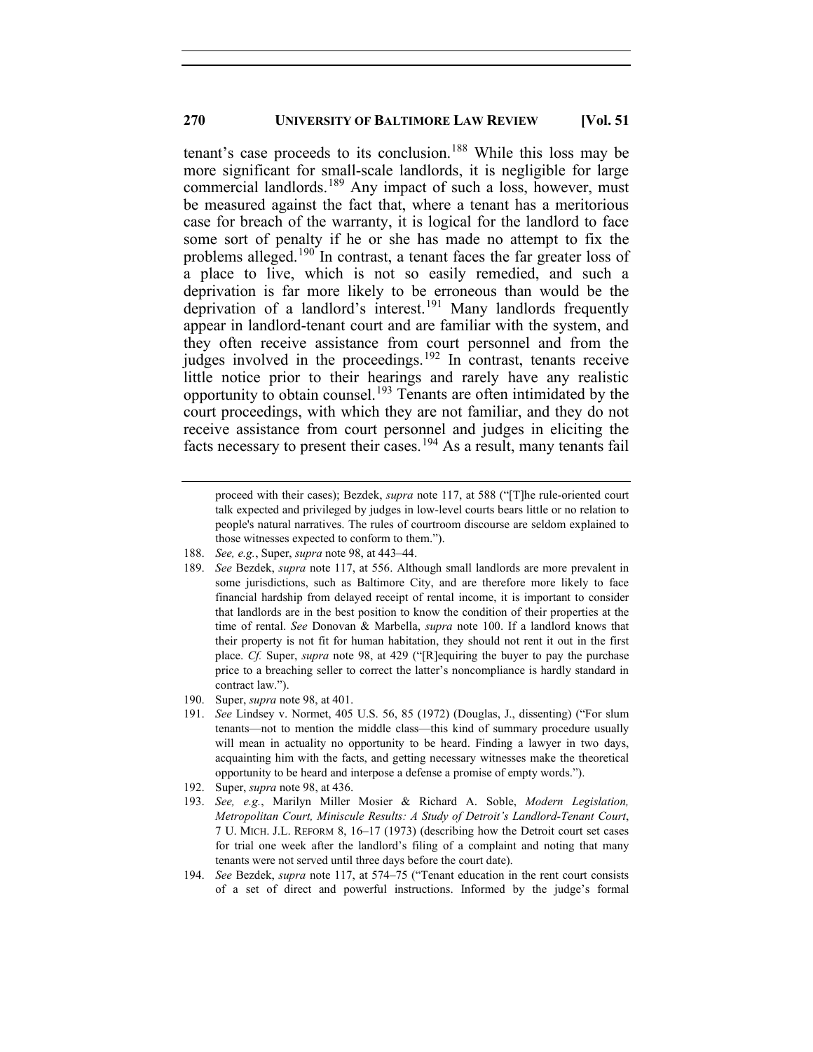tenant's case proceeds to its conclusion.[188] While this loss may be more significant for small-scale landlords, it is negligible for large commercial landlords.[189] Any impact of such a loss, however, must be measured against the fact that, where a tenant has a meritorious case for breach of the warranty, it is logical for the landlord to face some sort of penalty if he or she has made no attempt to fix the problems alleged.[190] In contrast, a tenant faces the far greater loss of a place to live, which is not so easily remedied, and such a deprivation is far more likely to be erroneous than would be the deprivation of a landlord's interest.[191] Many landlords frequently appear in landlord-tenant court and are familiar with the system, and they often receive assistance from court personnel and from the judges involved in the proceedings.[192] In contrast, tenants receive little notice prior to their hearings and rarely have any realistic opportunity to obtain counsel.[193] Tenants are often intimidated by the court proceedings, with which they are not familiar, and they do not receive assistance from court personnel and judges in eliciting the facts necessary to present their cases.[194] As a result, many tenants fail

---

proceed with their cases); Bezdek, *supra* note 117, at 588 ("[T]he rule-oriented court talk expected and privileged by judges in low-level courts bears little or no relation to people's natural narratives. The rules of courtroom discourse are seldom explained to those witnesses expected to conform to them.").

188. *See, e.g.*, Super, *supra* note 98, at 443–44.

189. *See* Bezdek, *supra* note 117, at 556. Although small landlords are more prevalent in some jurisdictions, such as Baltimore City, and are therefore more likely to face financial hardship from delayed receipt of rental income, it is important to consider that landlords are in the best position to know the condition of their properties at the time of rental. *See* Donovan & Marbella, *supra* note 100. If a landlord knows that their property is not fit for human habitation, they should not rent it out in the first place. *Cf.* Super, *supra* note 98, at 429 ("[R]equiring the buyer to pay the purchase price to a breaching seller to correct the latter's noncompliance is hardly standard in contract law.").

190. Super, *supra* note 98, at 401.

191. *See* Lindsey v. Normet, 405 U.S. 56, 85 (1972) (Douglas, J., dissenting) ("For slum tenants—not to mention the middle class—this kind of summary procedure usually will mean in actuality no opportunity to be heard. Finding a lawyer in two days, acquainting him with the facts, and getting necessary witnesses make the theoretical opportunity to be heard and interpose a defense a promise of empty words.").

192. Super, *supra* note 98, at 436.

193. *See, e.g.*, Marilyn Miller Mosier & Richard A. Soble, *Modern Legislation, Metropolitan Court, Miniscule Results: A Study of Detroit's Landlord-Tenant Court*, 7 U. MICH. J.L. REFORM 8, 16–17 (1973) (describing how the Detroit court set cases for trial one week after the landlord's filing of a complaint and noting that many tenants were not served until three days before the court date).

194. *See* Bezdek, *supra* note 117, at 574–75 ("Tenant education in the rent court consists of a set of direct and powerful instructions. Informed by the judge's formal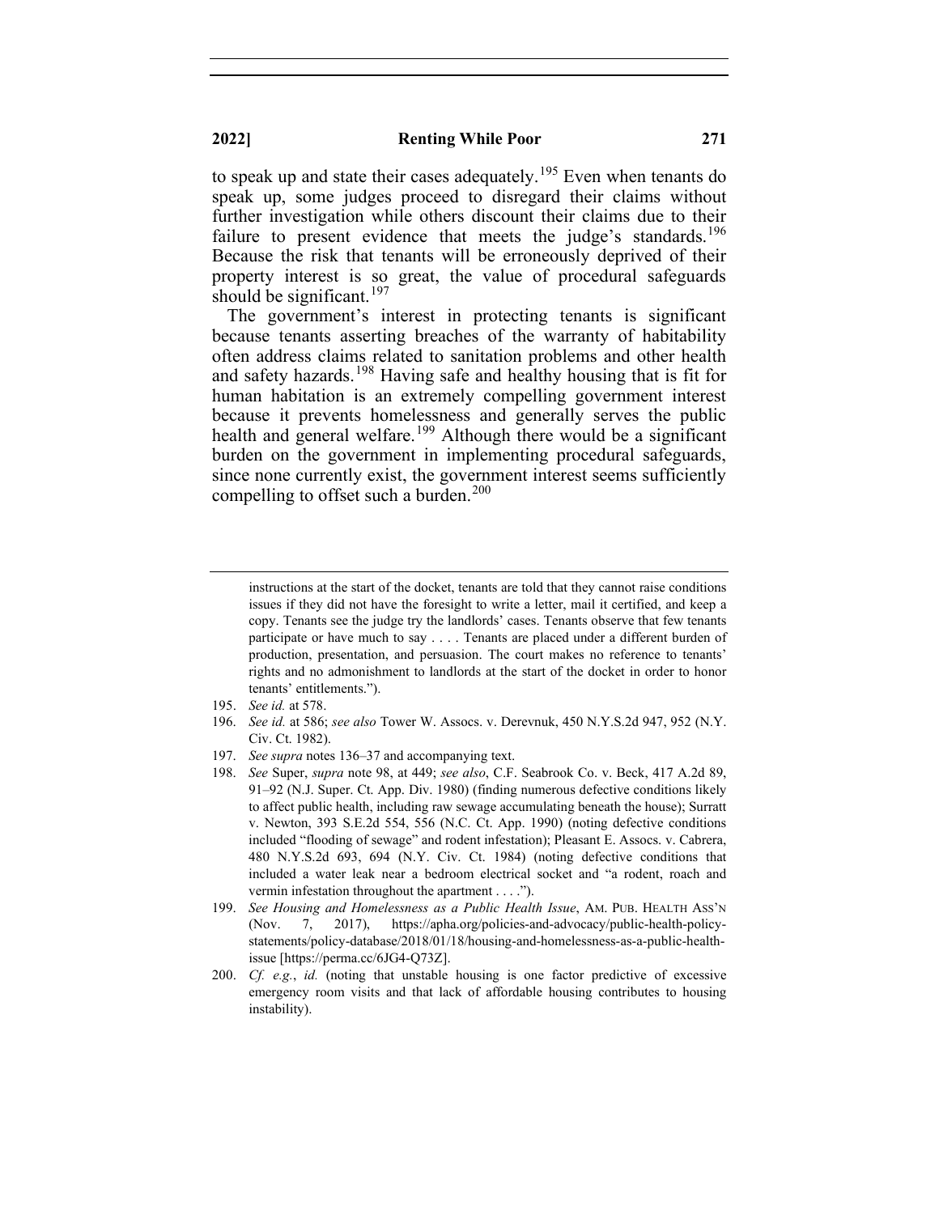to speak up and state their cases adequately.[195] Even when tenants do speak up, some judges proceed to disregard their claims without further investigation while others discount their claims due to their failure to present evidence that meets the judge's standards.[196] Because the risk that tenants will be erroneously deprived of their property interest is so great, the value of procedural safeguards should be significant.[197]

The government's interest in protecting tenants is significant because tenants asserting breaches of the warranty of habitability often address claims related to sanitation problems and other health and safety hazards.[198] Having safe and healthy housing that is fit for human habitation is an extremely compelling government interest because it prevents homelessness and generally serves the public health and general welfare.[199] Although there would be a significant burden on the government in implementing procedural safeguards, since none currently exist, the government interest seems sufficiently compelling to offset such a burden.[200]

---

instructions at the start of the docket, tenants are told that they cannot raise conditions issues if they did not have the foresight to write a letter, mail it certified, and keep a copy. Tenants see the judge try the landlords' cases. Tenants observe that few tenants participate or have much to say . . . . Tenants are placed under a different burden of production, presentation, and persuasion. The court makes no reference to tenants' rights and no admonishment to landlords at the start of the docket in order to honor tenants' entitlements.").

195. *See id.* at 578.

196. *See id.* at 586; *see also* Tower W. Assocs. v. Derevnuk, 450 N.Y.S.2d 947, 952 (N.Y. Civ. Ct. 1982).

197. *See supra* notes 136–37 and accompanying text.

198. *See* Super, *supra* note 98, at 449; *see also*, C.F. Seabrook Co. v. Beck, 417 A.2d 89, 91–92 (N.J. Super. Ct. App. Div. 1980) (finding numerous defective conditions likely to affect public health, including raw sewage accumulating beneath the house); Surratt v. Newton, 393 S.E.2d 554, 556 (N.C. Ct. App. 1990) (noting defective conditions included "flooding of sewage" and rodent infestation); Pleasant E. Assocs. v. Cabrera, 480 N.Y.S.2d 693, 694 (N.Y. Civ. Ct. 1984) (noting defective conditions that included a water leak near a bedroom electrical socket and "a rodent, roach and vermin infestation throughout the apartment . . . .").

199. *See Housing and Homelessness as a Public Health Issue*, AM. PUB. HEALTH ASS'N (Nov. 7, 2017), https://apha.org/policies-and-advocacy/public-health-policy-statements/policy-database/2018/01/18/housing-and-homelessness-as-a-public-health-issue [https://perma.cc/6JG4-Q73Z].

200. *Cf. e.g.*, *id.* (noting that unstable housing is one factor predictive of excessive emergency room visits and that lack of affordable housing contributes to housing instability).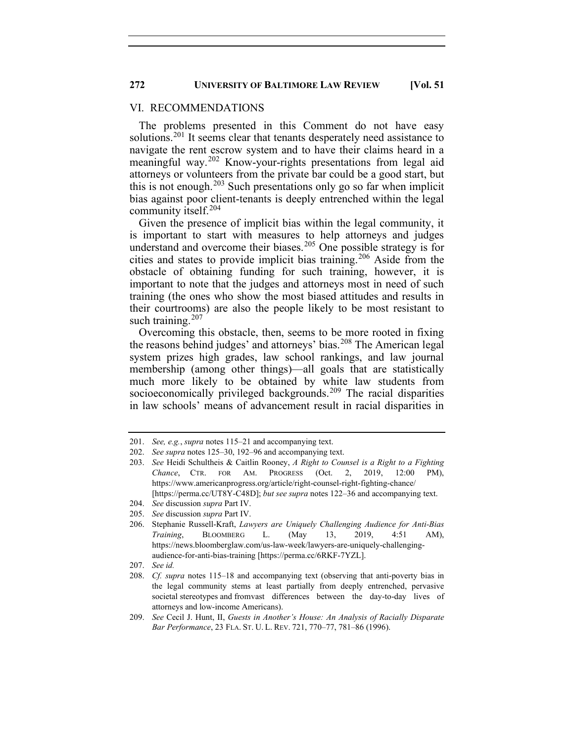## VI. RECOMMENDATIONS

The problems presented in this Comment do not have easy solutions.[201] It seems clear that tenants desperately need assistance to navigate the rent escrow system and to have their claims heard in a meaningful way.[202] Know-your-rights presentations from legal aid attorneys or volunteers from the private bar could be a good start, but this is not enough.[203] Such presentations only go so far when implicit bias against poor client-tenants is deeply entrenched within the legal community itself.[204]

Given the presence of implicit bias within the legal community, it is important to start with measures to help attorneys and judges understand and overcome their biases.[205] One possible strategy is for cities and states to provide implicit bias training.[206] Aside from the obstacle of obtaining funding for such training, however, it is important to note that the judges and attorneys most in need of such training (the ones who show the most biased attitudes and results in their courtrooms) are also the people likely to be most resistant to such training.[207]

Overcoming this obstacle, then, seems to be more rooted in fixing the reasons behind judges' and attorneys' bias.[208] The American legal system prizes high grades, law school rankings, and law journal membership (among other things)—all goals that are statistically much more likely to be obtained by white law students from socioeconomically privileged backgrounds.[209] The racial disparities in law schools' means of advancement result in racial disparities in

---

201. *See, e.g.*, *supra* notes 115–21 and accompanying text.

202. *See supra* notes 125–30, 192–96 and accompanying text.

203. *See* Heidi Schultheis & Caitlin Rooney, *A Right to Counsel is a Right to a Fighting Chance*, CTR. FOR AM. PROGRESS (Oct. 2, 2019, 12:00 PM), https://www.americanprogress.org/article/right-counsel-right-fighting-chance/ [https://perma.cc/UT8Y-C48D]; *but see supra* notes 122–36 and accompanying text.

204. *See* discussion *supra* Part IV.

205. *See* discussion *supra* Part IV.

206. Stephanie Russell-Kraft, *Lawyers are Uniquely Challenging Audience for Anti-Bias Training*, BLOOMBERG L. (May 13, 2019, 4:51 AM), https://news.bloomberglaw.com/us-law-week/lawyers-are-uniquely-challenging-audience-for-anti-bias-training [https://perma.cc/6RKF-7YZL].

207. *See id.*

208. *Cf. supra* notes 115–18 and accompanying text (observing that anti-poverty bias in the legal community stems at least partially from deeply entrenched, pervasive societal stereotypes and fromvast differences between the day-to-day lives of attorneys and low-income Americans).

209. *See* Cecil J. Hunt, II, *Guests in Another's House: An Analysis of Racially Disparate Bar Performance*, 23 FLA. ST. U. L. REV. 721, 770–77, 781–86 (1996).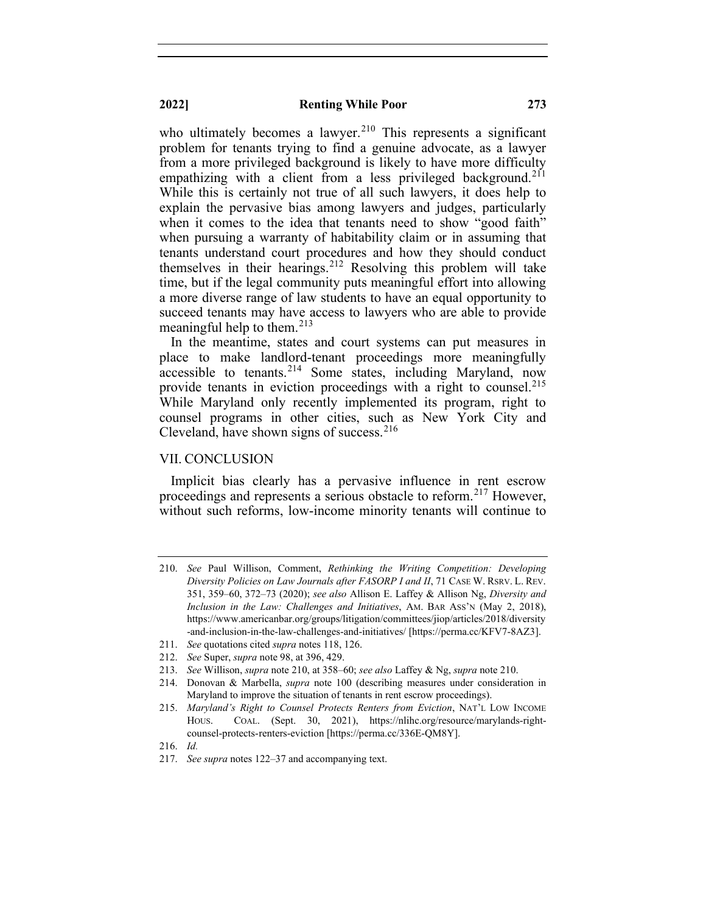who ultimately becomes a lawyer.[210] This represents a significant problem for tenants trying to find a genuine advocate, as a lawyer from a more privileged background is likely to have more difficulty empathizing with a client from a less privileged background.[211] While this is certainly not true of all such lawyers, it does help to explain the pervasive bias among lawyers and judges, particularly when it comes to the idea that tenants need to show "good faith" when pursuing a warranty of habitability claim or in assuming that tenants understand court procedures and how they should conduct themselves in their hearings.[212] Resolving this problem will take time, but if the legal community puts meaningful effort into allowing a more diverse range of law students to have an equal opportunity to succeed tenants may have access to lawyers who are able to provide meaningful help to them.[213]

In the meantime, states and court systems can put measures in place to make landlord-tenant proceedings more meaningfully accessible to tenants.[214] Some states, including Maryland, now provide tenants in eviction proceedings with a right to counsel.[215] While Maryland only recently implemented its program, right to counsel programs in other cities, such as New York City and Cleveland, have shown signs of success.[216]

## VII. CONCLUSION

Implicit bias clearly has a pervasive influence in rent escrow proceedings and represents a serious obstacle to reform.[217] However, without such reforms, low-income minority tenants will continue to

---

210. *See* Paul Willison, Comment, *Rethinking the Writing Competition: Developing Diversity Policies on Law Journals after FASORP I and II*, 71 CASE W. RSRV. L. REV. 351, 359–60, 372–73 (2020); *see also* Allison E. Laffey & Allison Ng, *Diversity and Inclusion in the Law: Challenges and Initiatives*, AM. BAR ASS'N (May 2, 2018), https://www.americanbar.org/groups/litigation/committees/jiop/articles/2018/diversity-and-inclusion-in-the-law-challenges-and-initiatives/ [https://perma.cc/KFV7-8AZ3].

211. *See* quotations cited *supra* notes 118, 126.

212. *See* Super, *supra* note 98, at 396, 429.

213. *See* Willison, *supra* note 210, at 358–60; *see also* Laffey & Ng, *supra* note 210.

214. Donovan & Marbella, *supra* note 100 (describing measures under consideration in Maryland to improve the situation of tenants in rent escrow proceedings).

215. *Maryland's Right to Counsel Protects Renters from Eviction*, NAT'L LOW INCOME HOUS. COAL. (Sept. 30, 2021), https://nlihc.org/resource/marylands-right-counsel-protects-renters-eviction [https://perma.cc/336E-QM8Y].

216. *Id.*

217. *See supra* notes 122–37 and accompanying text.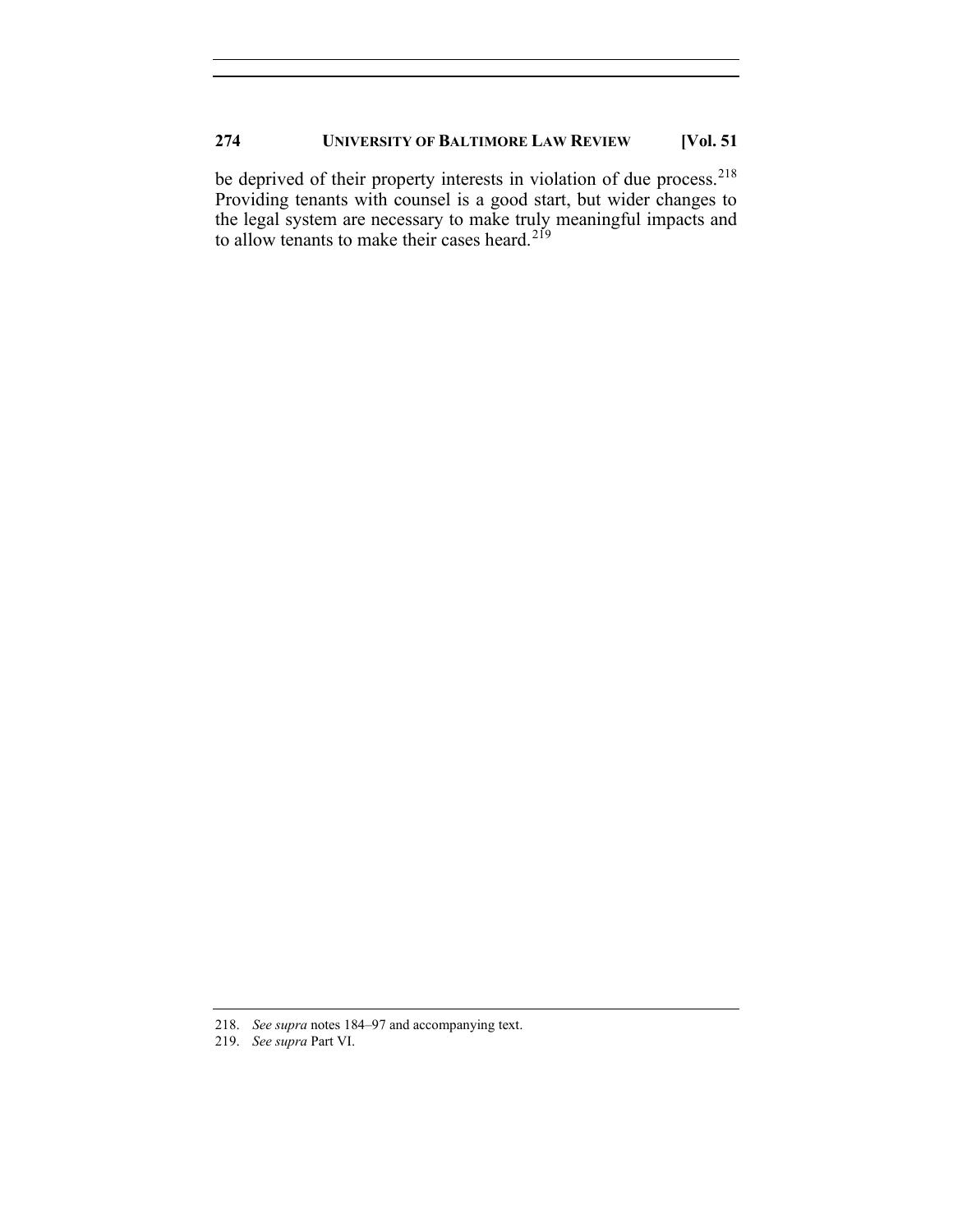be deprived of their property interests in violation of due process.[218] Providing tenants with counsel is a good start, but wider changes to the legal system are necessary to make truly meaningful impacts and to allow tenants to make their cases heard.[219]

218. *See supra* notes 184–97 and accompanying text.

219. *See supra* Part VI.